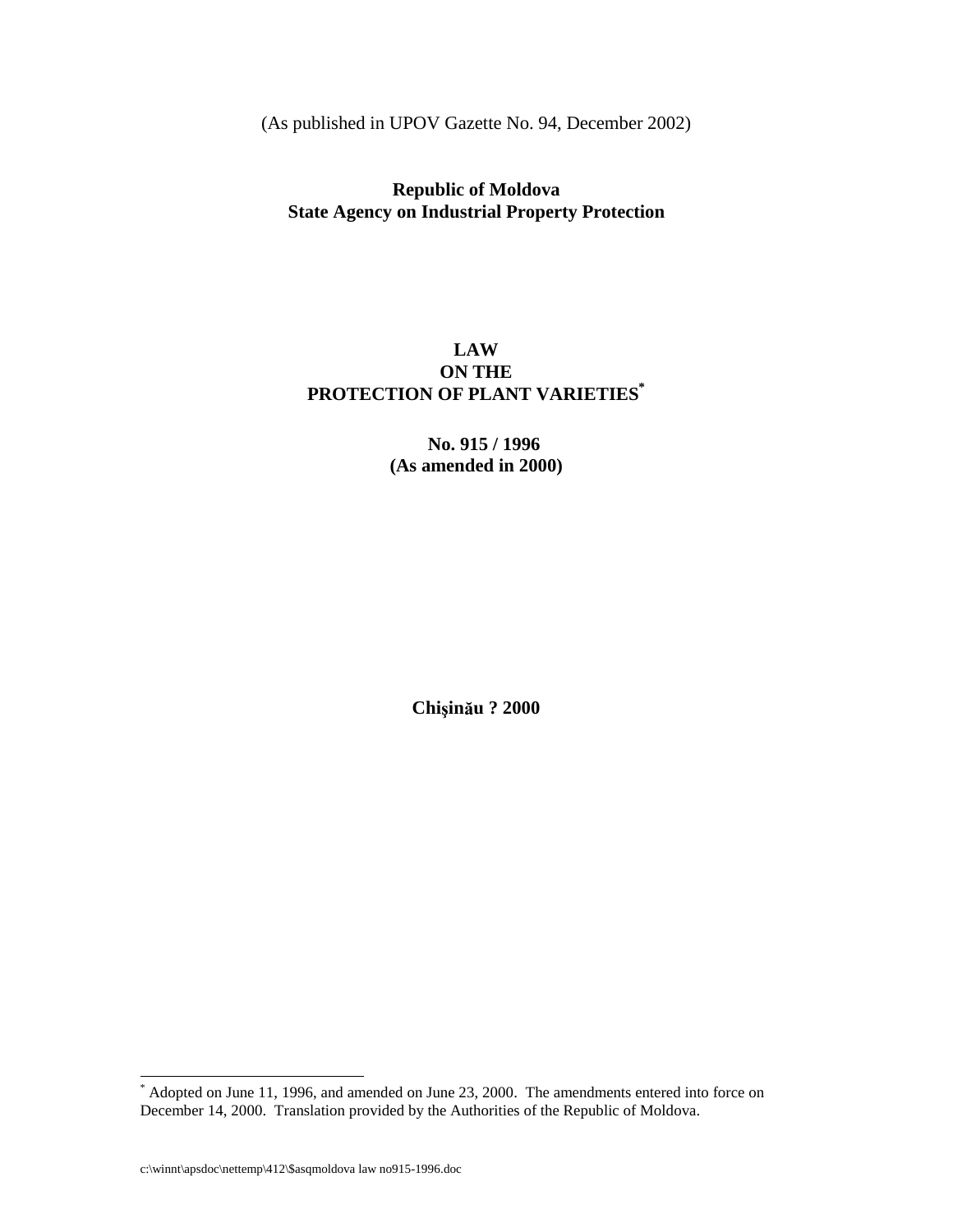(As published in UPOV Gazette No. 94, December 2002)

**Republic of Moldova**
**State Agency on Industrial Property Protection**

# LAW ON THE PROTECTION OF PLANT VARIETIES[*]

**No. 915 / 1996**
**(As amended in 2000)**

**Chişinău ? 2000**

---

[*] Adopted on June 11, 1996, and amended on June 23, 2000. The amendments entered into force on December 14, 2000. Translation provided by the Authorities of the Republic of Moldova.

c:\winnt\apsdoc\nettemp\412\$asqmoldova law no915-1996.doc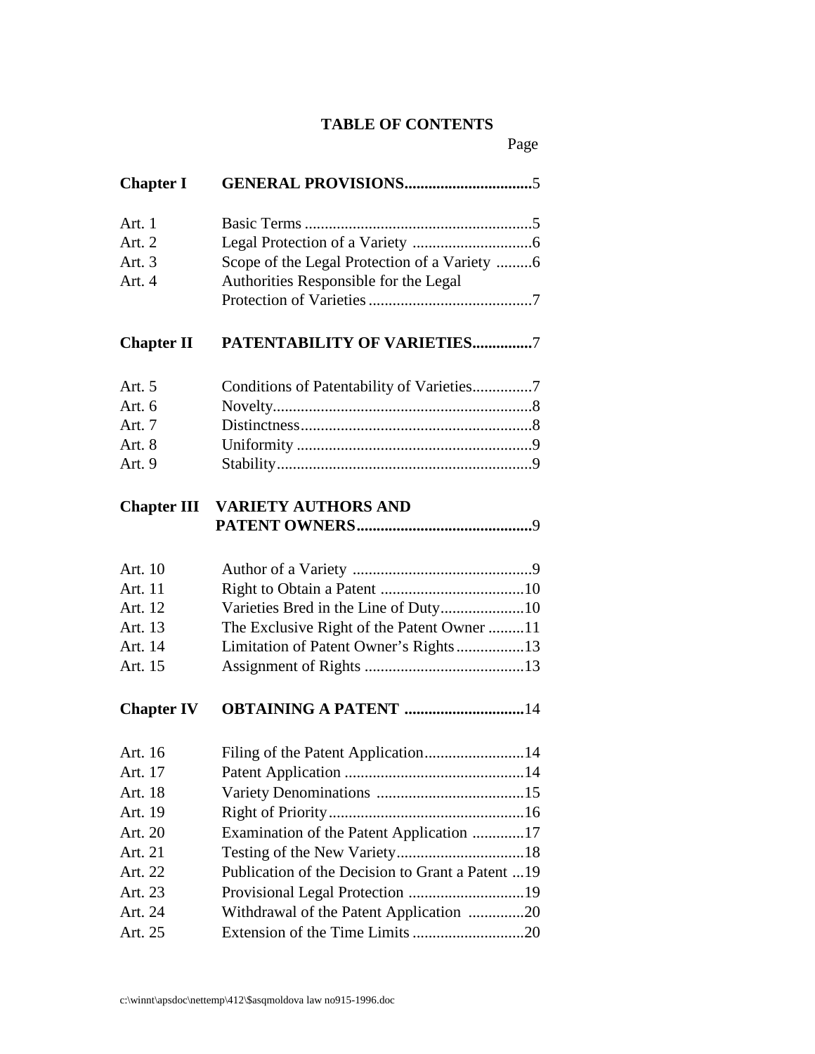# TABLE OF CONTENTS

| | | Page |
|---|---|---|
| **Chapter I** | **GENERAL PROVISIONS** | 5 |
| Art. 1 | Basic Terms | 5 |
| Art. 2 | Legal Protection of a Variety | 6 |
| Art. 3 | Scope of the Legal Protection of a Variety | 6 |
| Art. 4 | Authorities Responsible for the Legal Protection of Varieties | 7 |
| **Chapter II** | **PATENTABILITY OF VARIETIES** | 7 |
| Art. 5 | Conditions of Patentability of Varieties | 7 |
| Art. 6 | Novelty | 8 |
| Art. 7 | Distinctness | 8 |
| Art. 8 | Uniformity | 9 |
| Art. 9 | Stability | 9 |
| **Chapter III** | **VARIETY AUTHORS AND PATENT OWNERS** | 9 |
| Art. 10 | Author of a Variety | 9 |
| Art. 11 | Right to Obtain a Patent | 10 |
| Art. 12 | Varieties Bred in the Line of Duty | 10 |
| Art. 13 | The Exclusive Right of the Patent Owner | 11 |
| Art. 14 | Limitation of Patent Owner's Rights | 13 |
| Art. 15 | Assignment of Rights | 13 |
| **Chapter IV** | **OBTAINING A PATENT** | 14 |
| Art. 16 | Filing of the Patent Application | 14 |
| Art. 17 | Patent Application | 14 |
| Art. 18 | Variety Denominations | 15 |
| Art. 19 | Right of Priority | 16 |
| Art. 20 | Examination of the Patent Application | 17 |
| Art. 21 | Testing of the New Variety | 18 |
| Art. 22 | Publication of the Decision to Grant a Patent | 19 |
| Art. 23 | Provisional Legal Protection | 19 |
| Art. 24 | Withdrawal of the Patent Application | 20 |
| Art. 25 | Extension of the Time Limits | 20 |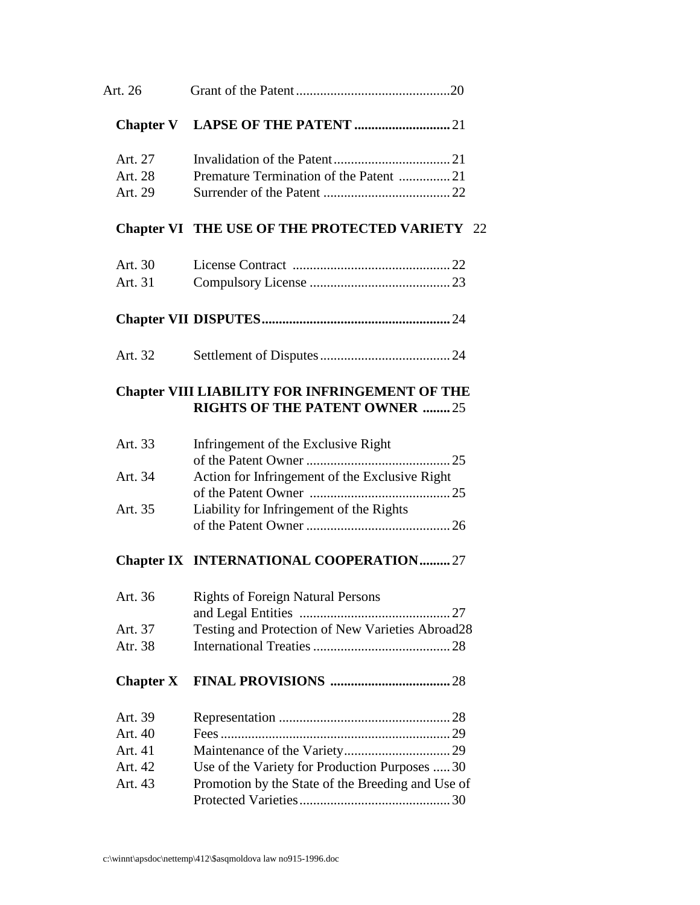| | | |
|---|---|---|
| Art. 26 | Grant of the Patent | 20 |
| **Chapter V** | **LAPSE OF THE PATENT** | 21 |
| Art. 27 | Invalidation of the Patent | 21 |
| Art. 28 | Premature Termination of the Patent | 21 |
| Art. 29 | Surrender of the Patent | 22 |
| **Chapter VI** | **THE USE OF THE PROTECTED VARIETY** | 22 |
| Art. 30 | License Contract | 22 |
| Art. 31 | Compulsory License | 23 |
| **Chapter VII** | **DISPUTES** | 24 |
| Art. 32 | Settlement of Disputes | 24 |
| **Chapter VIII** | **LIABILITY FOR INFRINGEMENT OF THE RIGHTS OF THE PATENT OWNER** | 25 |
| Art. 33 | Infringement of the Exclusive Right of the Patent Owner | 25 |
| Art. 34 | Action for Infringement of the Exclusive Right of the Patent Owner | 25 |
| Art. 35 | Liability for Infringement of the Rights of the Patent Owner | 26 |
| **Chapter IX** | **INTERNATIONAL COOPERATION** | 27 |
| Art. 36 | Rights of Foreign Natural Persons and Legal Entities | 27 |
| Art. 37 | Testing and Protection of New Varieties Abroad | 28 |
| Atr. 38 | International Treaties | 28 |
| **Chapter X** | **FINAL PROVISIONS** | 28 |
| Art. 39 | Representation | 28 |
| Art. 40 | Fees | 29 |
| Art. 41 | Maintenance of the Variety | 29 |
| Art. 42 | Use of the Variety for Production Purposes | 30 |
| Art. 43 | Promotion by the State of the Breeding and Use of Protected Varieties | 30 |

c:\winnt\apsdoc\nettemp\412\$asqmoldova law no915-1996.doc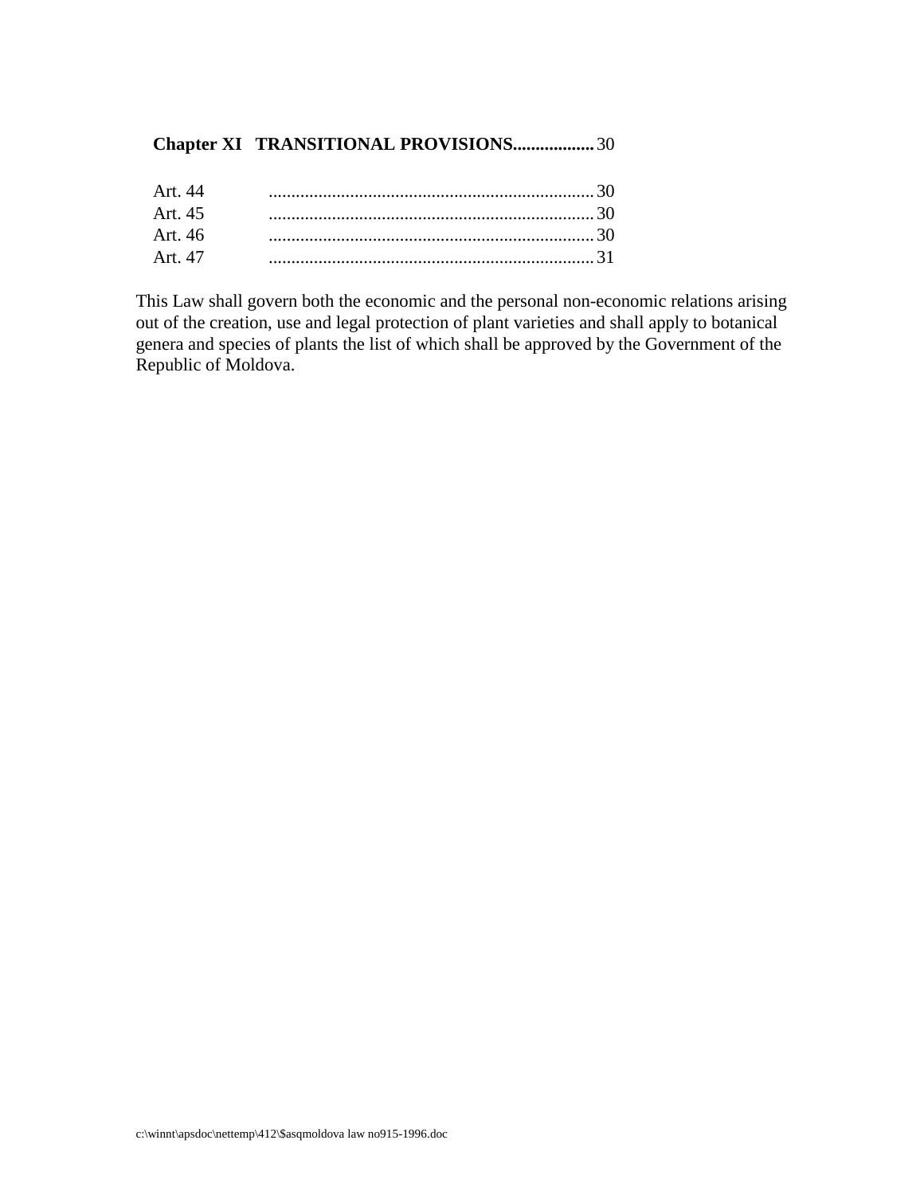**Chapter XI TRANSITIONAL PROVISIONS** ................. 30

Art. 44 ........................................................................ 30
Art. 45 ........................................................................ 30
Art. 46 ........................................................................ 30
Art. 47 ........................................................................ 31

This Law shall govern both the economic and the personal non-economic relations arising out of the creation, use and legal protection of plant varieties and shall apply to botanical genera and species of plants the list of which shall be approved by the Government of the Republic of Moldova.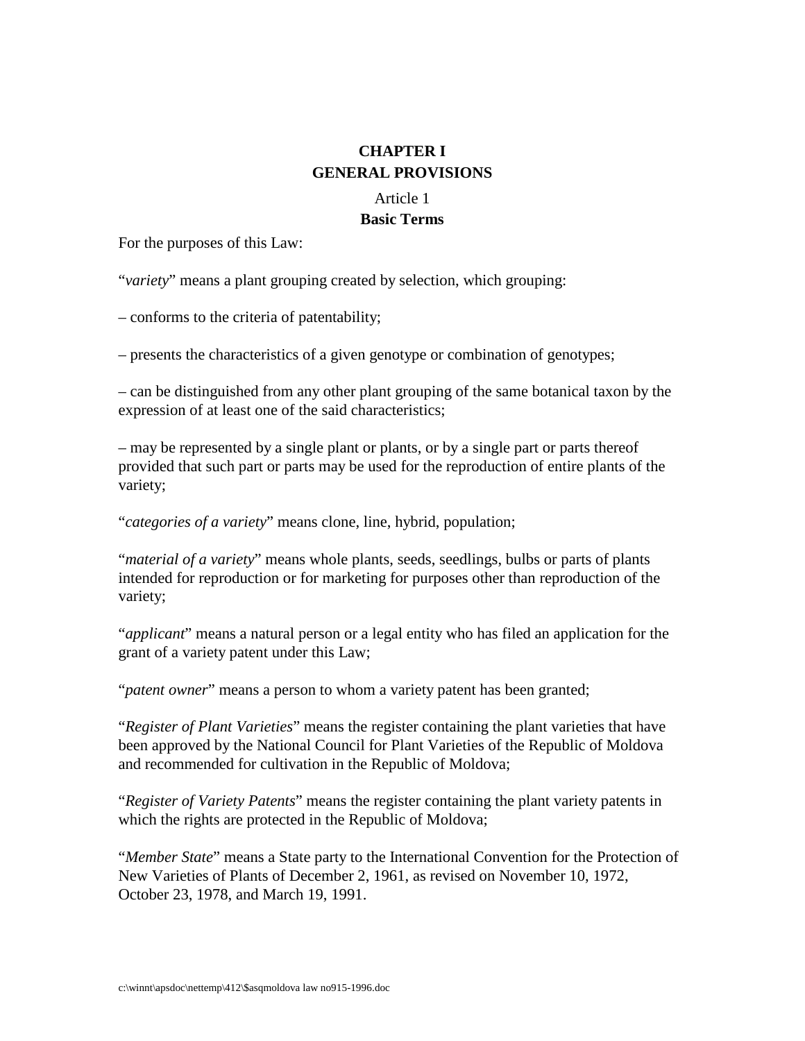## CHAPTER I
## GENERAL PROVISIONS

### Article 1
### Basic Terms

For the purposes of this Law:

"*variety*" means a plant grouping created by selection, which grouping:

– conforms to the criteria of patentability;

– presents the characteristics of a given genotype or combination of genotypes;

– can be distinguished from any other plant grouping of the same botanical taxon by the expression of at least one of the said characteristics;

– may be represented by a single plant or plants, or by a single part or parts thereof provided that such part or parts may be used for the reproduction of entire plants of the variety;

"*categories of a variety*" means clone, line, hybrid, population;

"*material of a variety*" means whole plants, seeds, seedlings, bulbs or parts of plants intended for reproduction or for marketing for purposes other than reproduction of the variety;

"*applicant*" means a natural person or a legal entity who has filed an application for the grant of a variety patent under this Law;

"*patent owner*" means a person to whom a variety patent has been granted;

"*Register of Plant Varieties*" means the register containing the plant varieties that have been approved by the National Council for Plant Varieties of the Republic of Moldova and recommended for cultivation in the Republic of Moldova;

"*Register of Variety Patents*" means the register containing the plant variety patents in which the rights are protected in the Republic of Moldova;

"*Member State*" means a State party to the International Convention for the Protection of New Varieties of Plants of December 2, 1961, as revised on November 10, 1972, October 23, 1978, and March 19, 1991.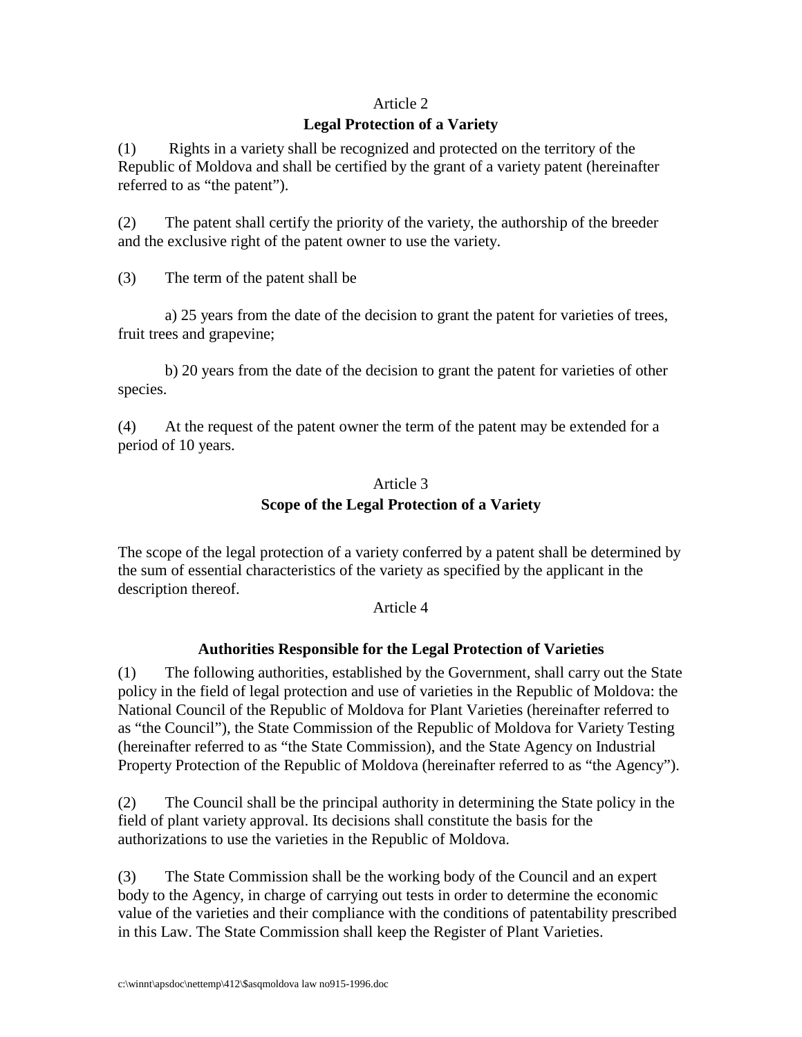Article 2

**Legal Protection of a Variety**

(1) Rights in a variety shall be recognized and protected on the territory of the Republic of Moldova and shall be certified by the grant of a variety patent (hereinafter referred to as “the patent”).

(2) The patent shall certify the priority of the variety, the authorship of the breeder and the exclusive right of the patent owner to use the variety.

(3) The term of the patent shall be

a) 25 years from the date of the decision to grant the patent for varieties of trees, fruit trees and grapevine;

b) 20 years from the date of the decision to grant the patent for varieties of other species.

(4) At the request of the patent owner the term of the patent may be extended for a period of 10 years.

Article 3

**Scope of the Legal Protection of a Variety**

The scope of the legal protection of a variety conferred by a patent shall be determined by the sum of essential characteristics of the variety as specified by the applicant in the description thereof.

Article 4

**Authorities Responsible for the Legal Protection of Varieties**

(1) The following authorities, established by the Government, shall carry out the State policy in the field of legal protection and use of varieties in the Republic of Moldova: the National Council of the Republic of Moldova for Plant Varieties (hereinafter referred to as “the Council”), the State Commission of the Republic of Moldova for Variety Testing (hereinafter referred to as “the State Commission), and the State Agency on Industrial Property Protection of the Republic of Moldova (hereinafter referred to as “the Agency”).

(2) The Council shall be the principal authority in determining the State policy in the field of plant variety approval. Its decisions shall constitute the basis for the authorizations to use the varieties in the Republic of Moldova.

(3) The State Commission shall be the working body of the Council and an expert body to the Agency, in charge of carrying out tests in order to determine the economic value of the varieties and their compliance with the conditions of patentability prescribed in this Law. The State Commission shall keep the Register of Plant Varieties.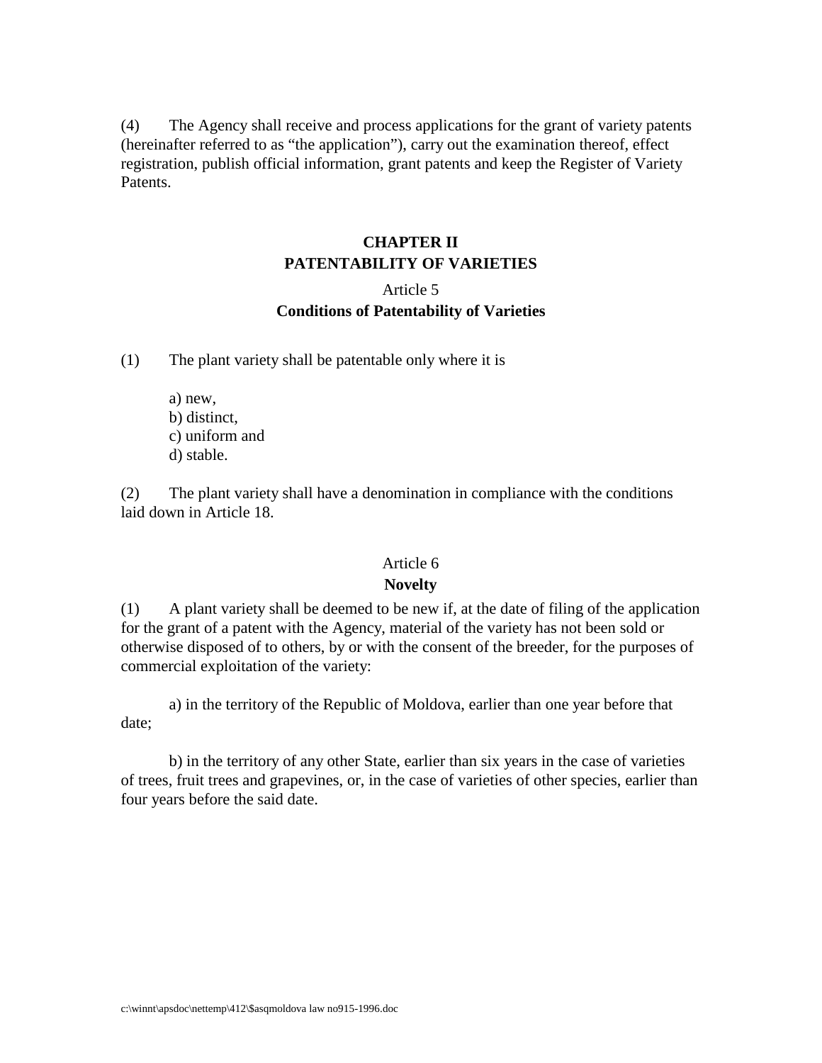(4) The Agency shall receive and process applications for the grant of variety patents (hereinafter referred to as "the application"), carry out the examination thereof, effect registration, publish official information, grant patents and keep the Register of Variety Patents.

## CHAPTER II
## PATENTABILITY OF VARIETIES

### Article 5
### Conditions of Patentability of Varieties

(1) The plant variety shall be patentable only where it is

a) new,
b) distinct,
c) uniform and
d) stable.

(2) The plant variety shall have a denomination in compliance with the conditions laid down in Article 18.

### Article 6
### Novelty

(1) A plant variety shall be deemed to be new if, at the date of filing of the application for the grant of a patent with the Agency, material of the variety has not been sold or otherwise disposed of to others, by or with the consent of the breeder, for the purposes of commercial exploitation of the variety:

a) in the territory of the Republic of Moldova, earlier than one year before that date;

b) in the territory of any other State, earlier than six years in the case of varieties of trees, fruit trees and grapevines, or, in the case of varieties of other species, earlier than four years before the said date.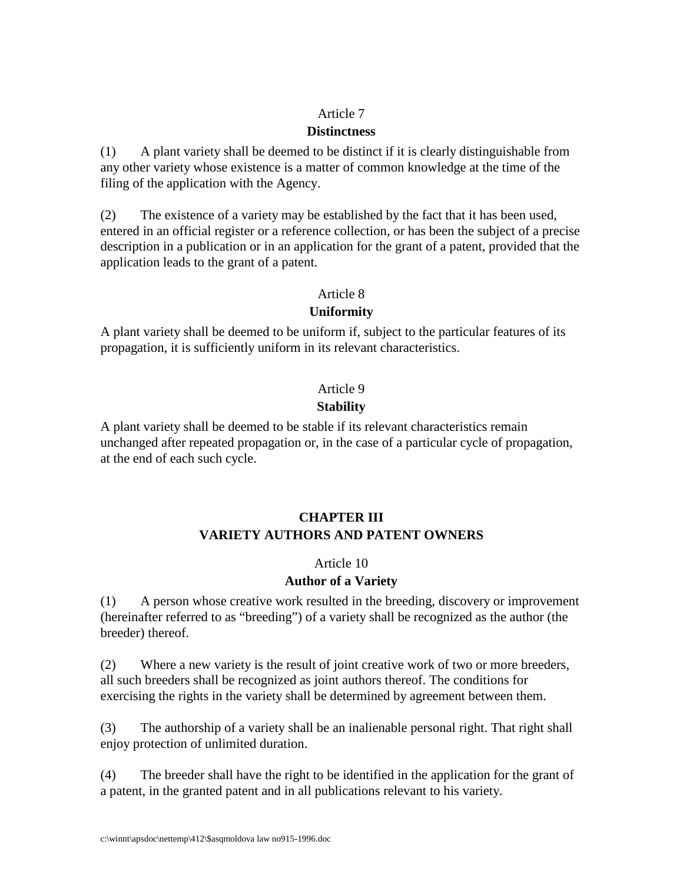### Article 7
### **Distinctness**

(1) A plant variety shall be deemed to be distinct if it is clearly distinguishable from any other variety whose existence is a matter of common knowledge at the time of the filing of the application with the Agency.

(2) The existence of a variety may be established by the fact that it has been used, entered in an official register or a reference collection, or has been the subject of a precise description in a publication or in an application for the grant of a patent, provided that the application leads to the grant of a patent.

### Article 8
### **Uniformity**

A plant variety shall be deemed to be uniform if, subject to the particular features of its propagation, it is sufficiently uniform in its relevant characteristics.

### Article 9
### **Stability**

A plant variety shall be deemed to be stable if its relevant characteristics remain unchanged after repeated propagation or, in the case of a particular cycle of propagation, at the end of each such cycle.

## **CHAPTER III**
## **VARIETY AUTHORS AND PATENT OWNERS**

### Article 10
### **Author of a Variety**

(1) A person whose creative work resulted in the breeding, discovery or improvement (hereinafter referred to as "breeding") of a variety shall be recognized as the author (the breeder) thereof.

(2) Where a new variety is the result of joint creative work of two or more breeders, all such breeders shall be recognized as joint authors thereof. The conditions for exercising the rights in the variety shall be determined by agreement between them.

(3) The authorship of a variety shall be an inalienable personal right. That right shall enjoy protection of unlimited duration.

(4) The breeder shall have the right to be identified in the application for the grant of a patent, in the granted patent and in all publications relevant to his variety.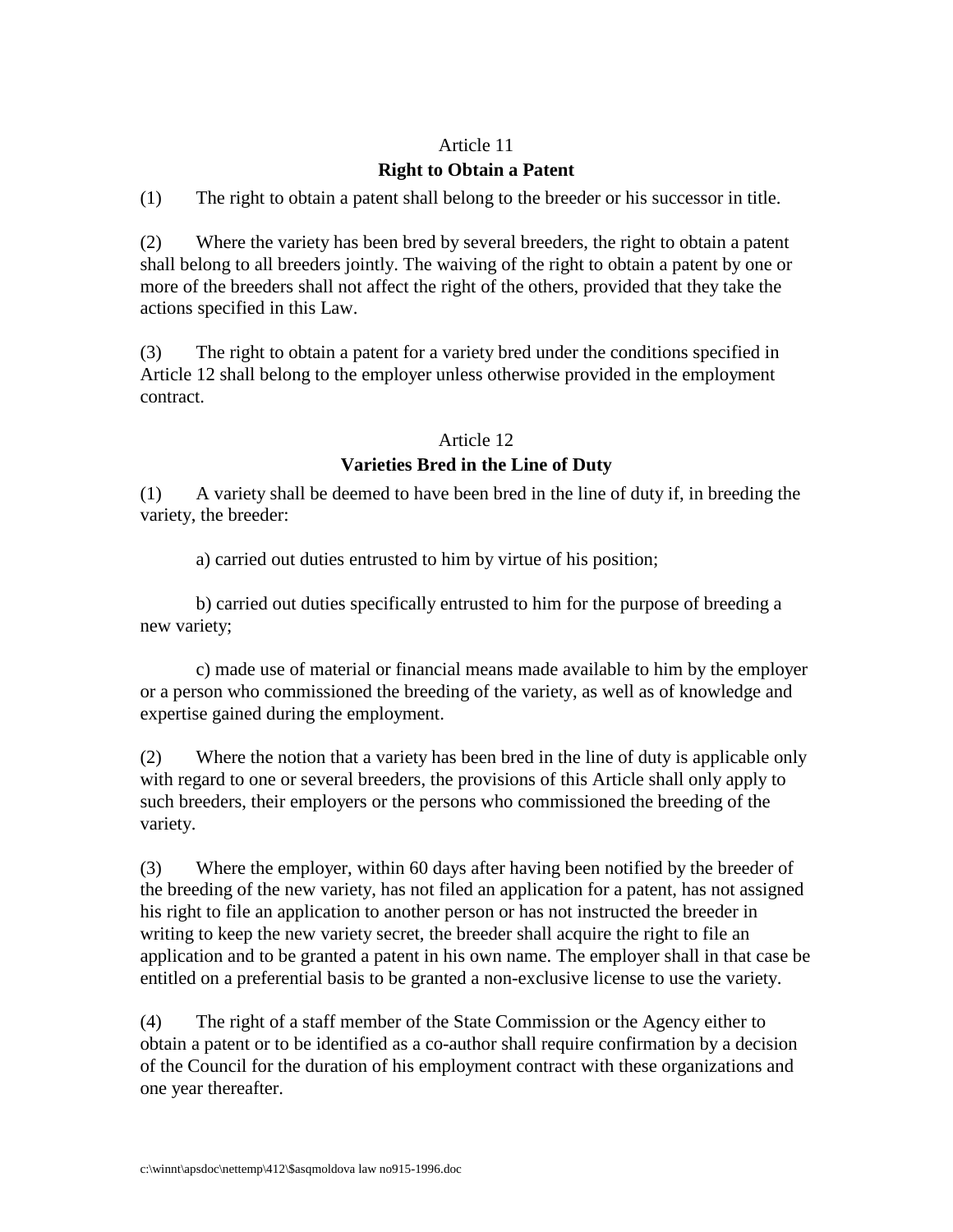## Article 11
### Right to Obtain a Patent

(1) The right to obtain a patent shall belong to the breeder or his successor in title.

(2) Where the variety has been bred by several breeders, the right to obtain a patent shall belong to all breeders jointly. The waiving of the right to obtain a patent by one or more of the breeders shall not affect the right of the others, provided that they take the actions specified in this Law.

(3) The right to obtain a patent for a variety bred under the conditions specified in Article 12 shall belong to the employer unless otherwise provided in the employment contract.

## Article 12
### Varieties Bred in the Line of Duty

(1) A variety shall be deemed to have been bred in the line of duty if, in breeding the variety, the breeder:

a) carried out duties entrusted to him by virtue of his position;

b) carried out duties specifically entrusted to him for the purpose of breeding a new variety;

c) made use of material or financial means made available to him by the employer or a person who commissioned the breeding of the variety, as well as of knowledge and expertise gained during the employment.

(2) Where the notion that a variety has been bred in the line of duty is applicable only with regard to one or several breeders, the provisions of this Article shall only apply to such breeders, their employers or the persons who commissioned the breeding of the variety.

(3) Where the employer, within 60 days after having been notified by the breeder of the breeding of the new variety, has not filed an application for a patent, has not assigned his right to file an application to another person or has not instructed the breeder in writing to keep the new variety secret, the breeder shall acquire the right to file an application and to be granted a patent in his own name. The employer shall in that case be entitled on a preferential basis to be granted a non-exclusive license to use the variety.

(4) The right of a staff member of the State Commission or the Agency either to obtain a patent or to be identified as a co-author shall require confirmation by a decision of the Council for the duration of his employment contract with these organizations and one year thereafter.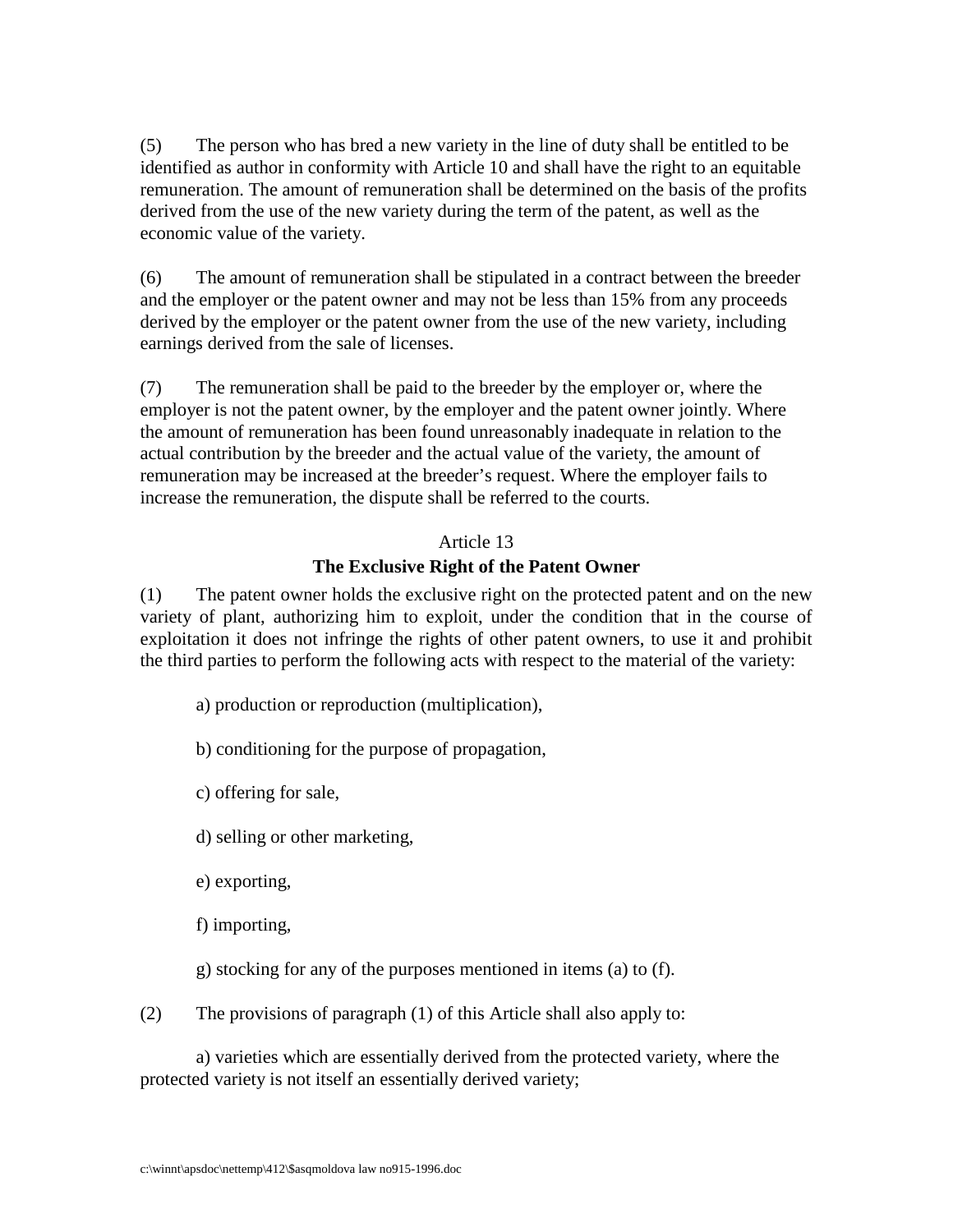(5) The person who has bred a new variety in the line of duty shall be entitled to be identified as author in conformity with Article 10 and shall have the right to an equitable remuneration. The amount of remuneration shall be determined on the basis of the profits derived from the use of the new variety during the term of the patent, as well as the economic value of the variety.

(6) The amount of remuneration shall be stipulated in a contract between the breeder and the employer or the patent owner and may not be less than 15% from any proceeds derived by the employer or the patent owner from the use of the new variety, including earnings derived from the sale of licenses.

(7) The remuneration shall be paid to the breeder by the employer or, where the employer is not the patent owner, by the employer and the patent owner jointly. Where the amount of remuneration has been found unreasonably inadequate in relation to the actual contribution by the breeder and the actual value of the variety, the amount of remuneration may be increased at the breeder's request. Where the employer fails to increase the remuneration, the dispute shall be referred to the courts.

Article 13

**The Exclusive Right of the Patent Owner**

(1) The patent owner holds the exclusive right on the protected patent and on the new variety of plant, authorizing him to exploit, under the condition that in the course of exploitation it does not infringe the rights of other patent owners, to use it and prohibit the third parties to perform the following acts with respect to the material of the variety:

a) production or reproduction (multiplication),

b) conditioning for the purpose of propagation,

c) offering for sale,

d) selling or other marketing,

e) exporting,

f) importing,

g) stocking for any of the purposes mentioned in items (a) to (f).

(2) The provisions of paragraph (1) of this Article shall also apply to:

a) varieties which are essentially derived from the protected variety, where the protected variety is not itself an essentially derived variety;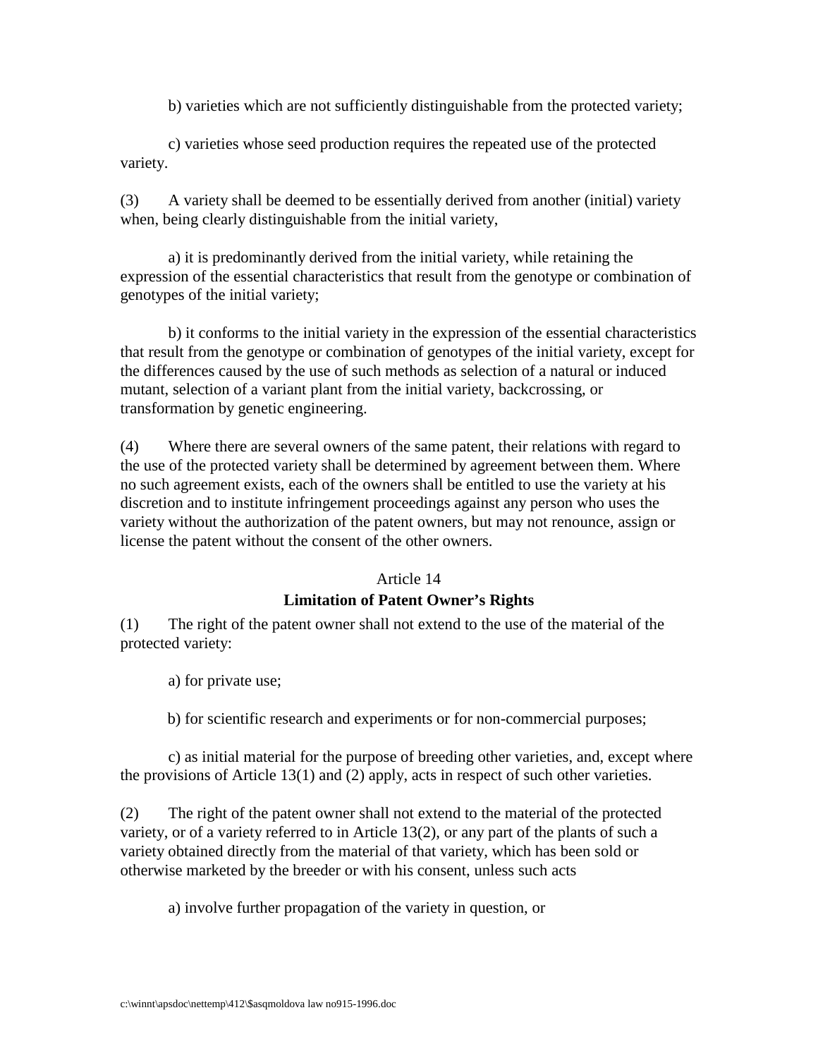b) varieties which are not sufficiently distinguishable from the protected variety;

c) varieties whose seed production requires the repeated use of the protected variety.

(3) A variety shall be deemed to be essentially derived from another (initial) variety when, being clearly distinguishable from the initial variety,

a) it is predominantly derived from the initial variety, while retaining the expression of the essential characteristics that result from the genotype or combination of genotypes of the initial variety;

b) it conforms to the initial variety in the expression of the essential characteristics that result from the genotype or combination of genotypes of the initial variety, except for the differences caused by the use of such methods as selection of a natural or induced mutant, selection of a variant plant from the initial variety, backcrossing, or transformation by genetic engineering.

(4) Where there are several owners of the same patent, their relations with regard to the use of the protected variety shall be determined by agreement between them. Where no such agreement exists, each of the owners shall be entitled to use the variety at his discretion and to institute infringement proceedings against any person who uses the variety without the authorization of the patent owners, but may not renounce, assign or license the patent without the consent of the other owners.

Article 14

**Limitation of Patent Owner's Rights**

(1) The right of the patent owner shall not extend to the use of the material of the protected variety:

a) for private use;

b) for scientific research and experiments or for non-commercial purposes;

c) as initial material for the purpose of breeding other varieties, and, except where the provisions of Article 13(1) and (2) apply, acts in respect of such other varieties.

(2) The right of the patent owner shall not extend to the material of the protected variety, or of a variety referred to in Article 13(2), or any part of the plants of such a variety obtained directly from the material of that variety, which has been sold or otherwise marketed by the breeder or with his consent, unless such acts

a) involve further propagation of the variety in question, or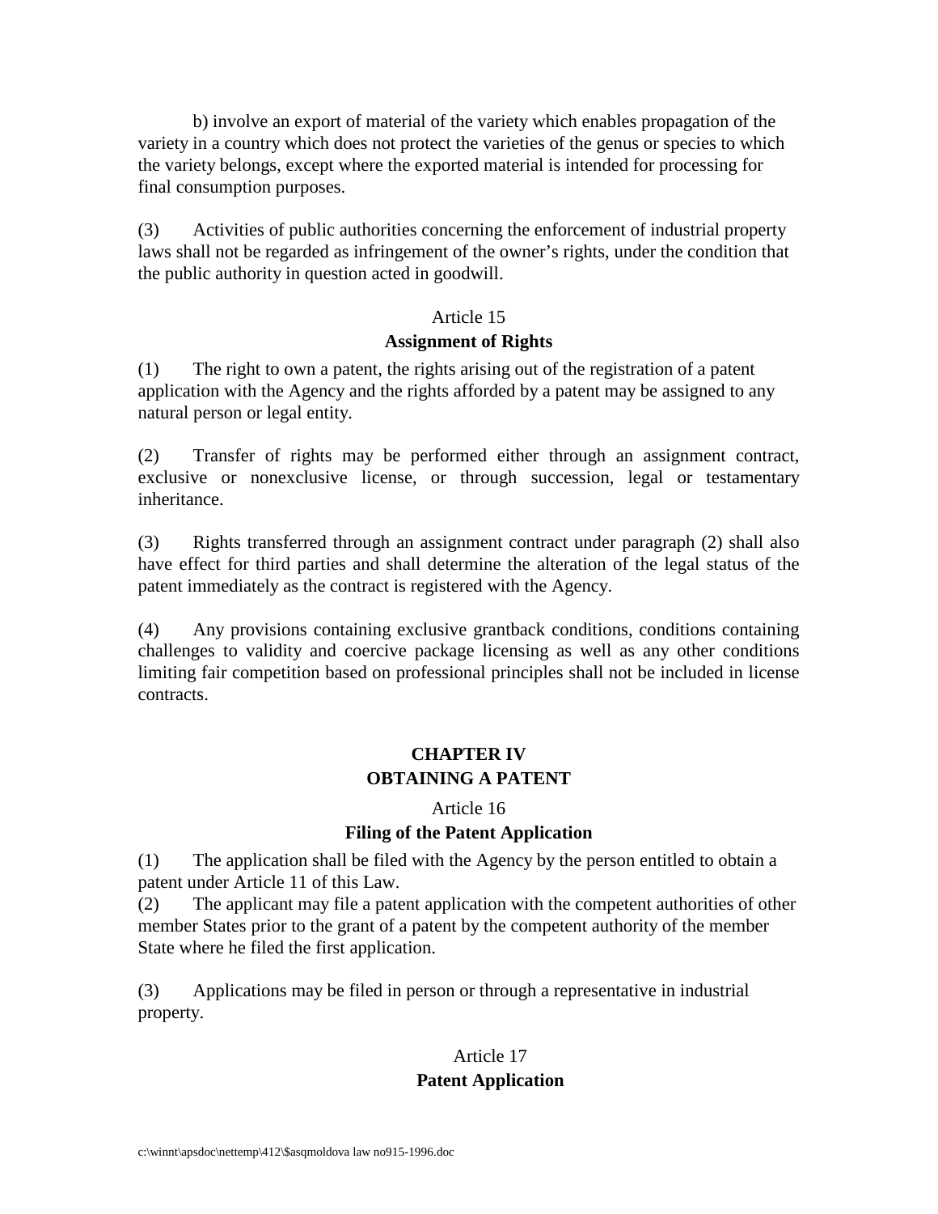b) involve an export of material of the variety which enables propagation of the variety in a country which does not protect the varieties of the genus or species to which the variety belongs, except where the exported material is intended for processing for final consumption purposes.

(3) Activities of public authorities concerning the enforcement of industrial property laws shall not be regarded as infringement of the owner's rights, under the condition that the public authority in question acted in goodwill.

Article 15

**Assignment of Rights**

(1) The right to own a patent, the rights arising out of the registration of a patent application with the Agency and the rights afforded by a patent may be assigned to any natural person or legal entity.

(2) Transfer of rights may be performed either through an assignment contract, exclusive or nonexclusive license, or through succession, legal or testamentary inheritance.

(3) Rights transferred through an assignment contract under paragraph (2) shall also have effect for third parties and shall determine the alteration of the legal status of the patent immediately as the contract is registered with the Agency.

(4) Any provisions containing exclusive grantback conditions, conditions containing challenges to validity and coercive package licensing as well as any other conditions limiting fair competition based on professional principles shall not be included in license contracts.

## CHAPTER IV
## OBTAINING A PATENT

Article 16

**Filing of the Patent Application**

(1) The application shall be filed with the Agency by the person entitled to obtain a patent under Article 11 of this Law.
(2) The applicant may file a patent application with the competent authorities of other member States prior to the grant of a patent by the competent authority of the member State where he filed the first application.

(3) Applications may be filed in person or through a representative in industrial property.

Article 17

**Patent Application**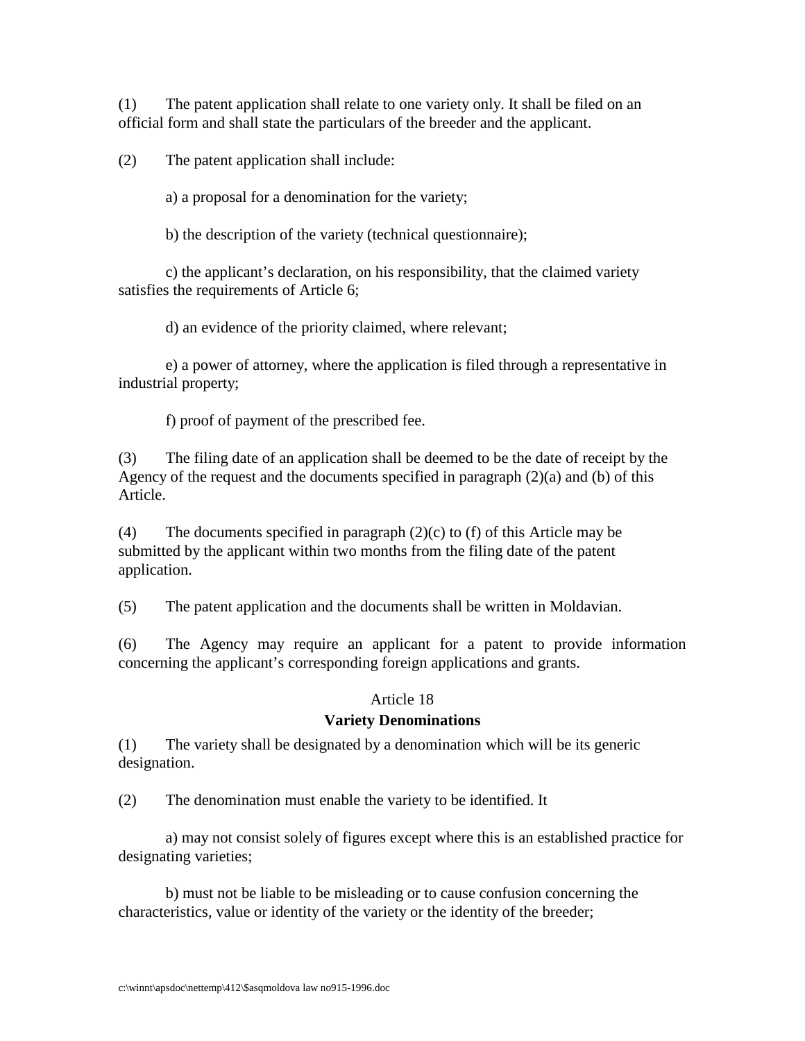(1) The patent application shall relate to one variety only. It shall be filed on an official form and shall state the particulars of the breeder and the applicant.

(2) The patent application shall include:

a) a proposal for a denomination for the variety;

b) the description of the variety (technical questionnaire);

c) the applicant's declaration, on his responsibility, that the claimed variety satisfies the requirements of Article 6;

d) an evidence of the priority claimed, where relevant;

e) a power of attorney, where the application is filed through a representative in industrial property;

f) proof of payment of the prescribed fee.

(3) The filing date of an application shall be deemed to be the date of receipt by the Agency of the request and the documents specified in paragraph (2)(a) and (b) of this Article.

(4) The documents specified in paragraph (2)(c) to (f) of this Article may be submitted by the applicant within two months from the filing date of the patent application.

(5) The patent application and the documents shall be written in Moldavian.

(6) The Agency may require an applicant for a patent to provide information concerning the applicant's corresponding foreign applications and grants.

### Article 18
### Variety Denominations

(1) The variety shall be designated by a denomination which will be its generic designation.

(2) The denomination must enable the variety to be identified. It

a) may not consist solely of figures except where this is an established practice for designating varieties;

b) must not be liable to be misleading or to cause confusion concerning the characteristics, value or identity of the variety or the identity of the breeder;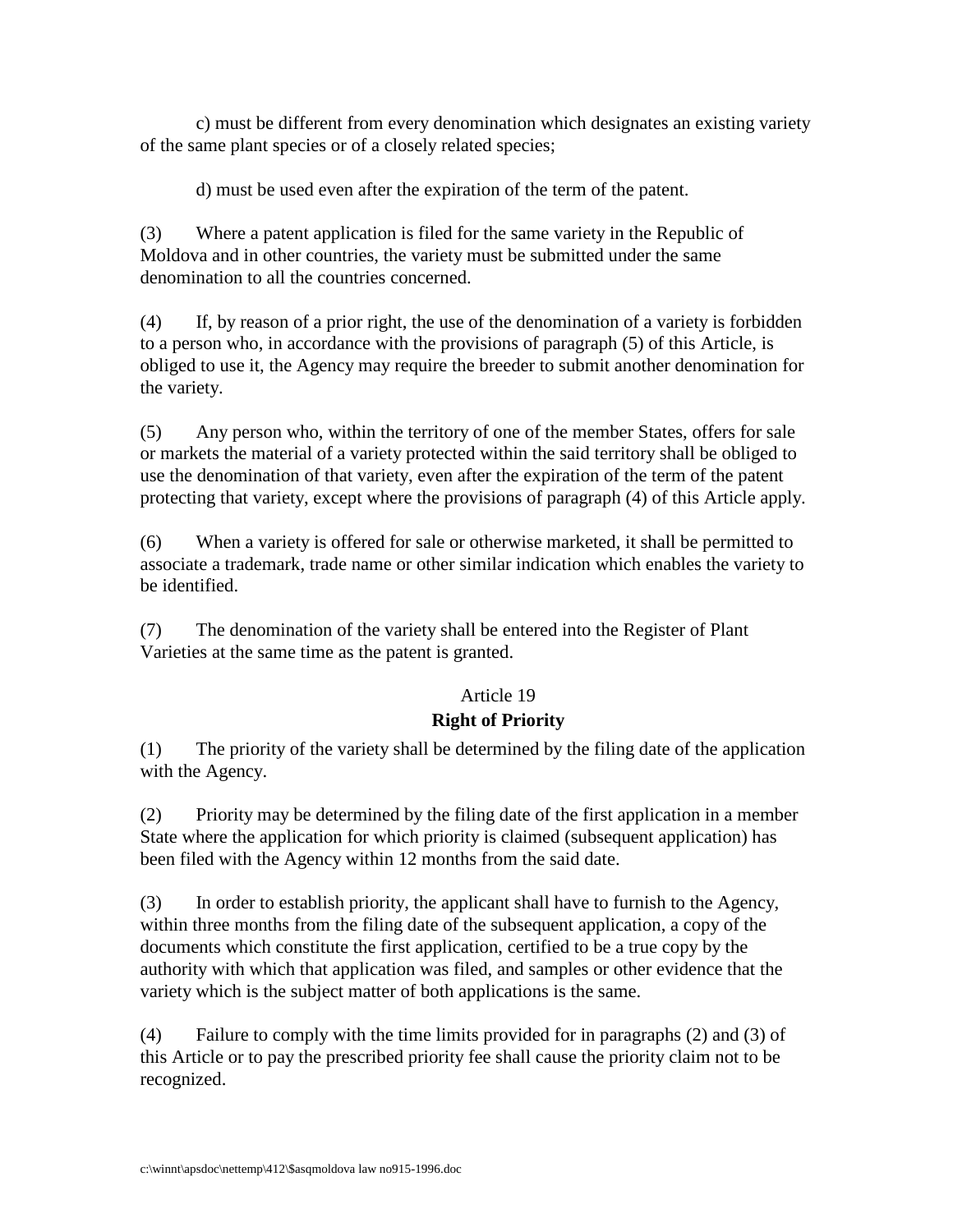c) must be different from every denomination which designates an existing variety of the same plant species or of a closely related species;

d) must be used even after the expiration of the term of the patent.

(3) Where a patent application is filed for the same variety in the Republic of Moldova and in other countries, the variety must be submitted under the same denomination to all the countries concerned.

(4) If, by reason of a prior right, the use of the denomination of a variety is forbidden to a person who, in accordance with the provisions of paragraph (5) of this Article, is obliged to use it, the Agency may require the breeder to submit another denomination for the variety.

(5) Any person who, within the territory of one of the member States, offers for sale or markets the material of a variety protected within the said territory shall be obliged to use the denomination of that variety, even after the expiration of the term of the patent protecting that variety, except where the provisions of paragraph (4) of this Article apply.

(6) When a variety is offered for sale or otherwise marketed, it shall be permitted to associate a trademark, trade name or other similar indication which enables the variety to be identified.

(7) The denomination of the variety shall be entered into the Register of Plant Varieties at the same time as the patent is granted.

Article 19

**Right of Priority**

(1) The priority of the variety shall be determined by the filing date of the application with the Agency.

(2) Priority may be determined by the filing date of the first application in a member State where the application for which priority is claimed (subsequent application) has been filed with the Agency within 12 months from the said date.

(3) In order to establish priority, the applicant shall have to furnish to the Agency, within three months from the filing date of the subsequent application, a copy of the documents which constitute the first application, certified to be a true copy by the authority with which that application was filed, and samples or other evidence that the variety which is the subject matter of both applications is the same.

(4) Failure to comply with the time limits provided for in paragraphs (2) and (3) of this Article or to pay the prescribed priority fee shall cause the priority claim not to be recognized.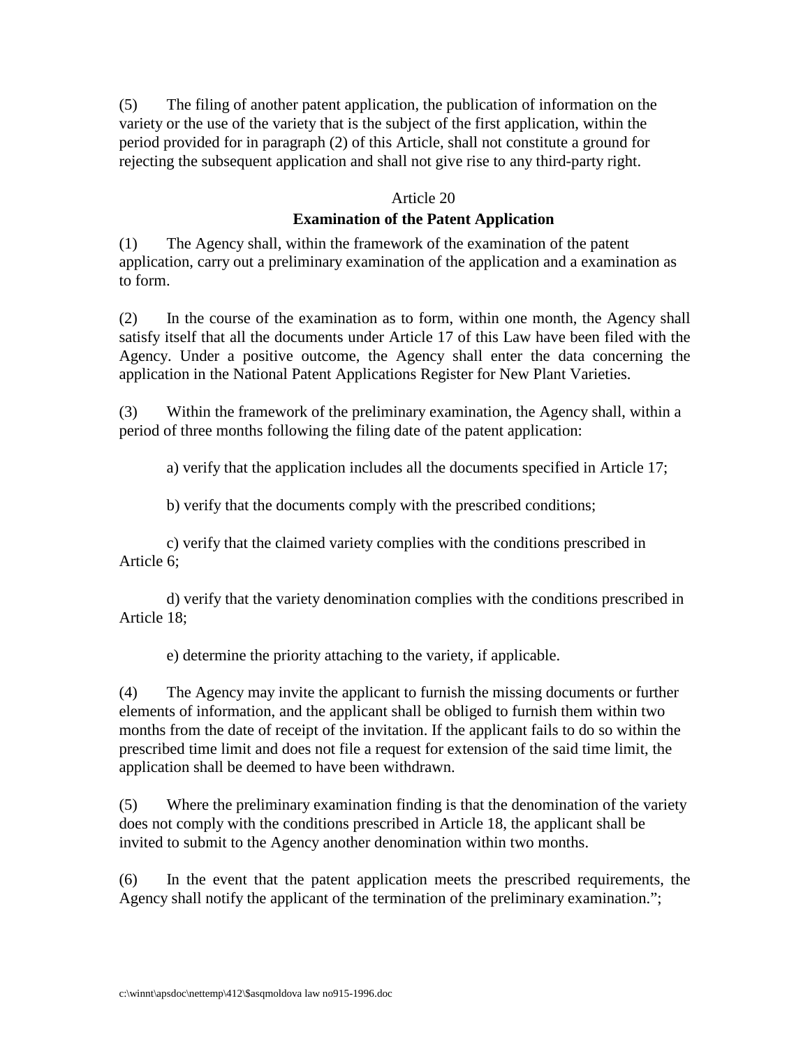(5) The filing of another patent application, the publication of information on the variety or the use of the variety that is the subject of the first application, within the period provided for in paragraph (2) of this Article, shall not constitute a ground for rejecting the subsequent application and shall not give rise to any third-party right.

Article 20

**Examination of the Patent Application**

(1) The Agency shall, within the framework of the examination of the patent application, carry out a preliminary examination of the application and a examination as to form.

(2) In the course of the examination as to form, within one month, the Agency shall satisfy itself that all the documents under Article 17 of this Law have been filed with the Agency. Under a positive outcome, the Agency shall enter the data concerning the application in the National Patent Applications Register for New Plant Varieties.

(3) Within the framework of the preliminary examination, the Agency shall, within a period of three months following the filing date of the patent application:

a) verify that the application includes all the documents specified in Article 17;

b) verify that the documents comply with the prescribed conditions;

c) verify that the claimed variety complies with the conditions prescribed in Article 6;

d) verify that the variety denomination complies with the conditions prescribed in Article 18;

e) determine the priority attaching to the variety, if applicable.

(4) The Agency may invite the applicant to furnish the missing documents or further elements of information, and the applicant shall be obliged to furnish them within two months from the date of receipt of the invitation. If the applicant fails to do so within the prescribed time limit and does not file a request for extension of the said time limit, the application shall be deemed to have been withdrawn.

(5) Where the preliminary examination finding is that the denomination of the variety does not comply with the conditions prescribed in Article 18, the applicant shall be invited to submit to the Agency another denomination within two months.

(6) In the event that the patent application meets the prescribed requirements, the Agency shall notify the applicant of the termination of the preliminary examination.";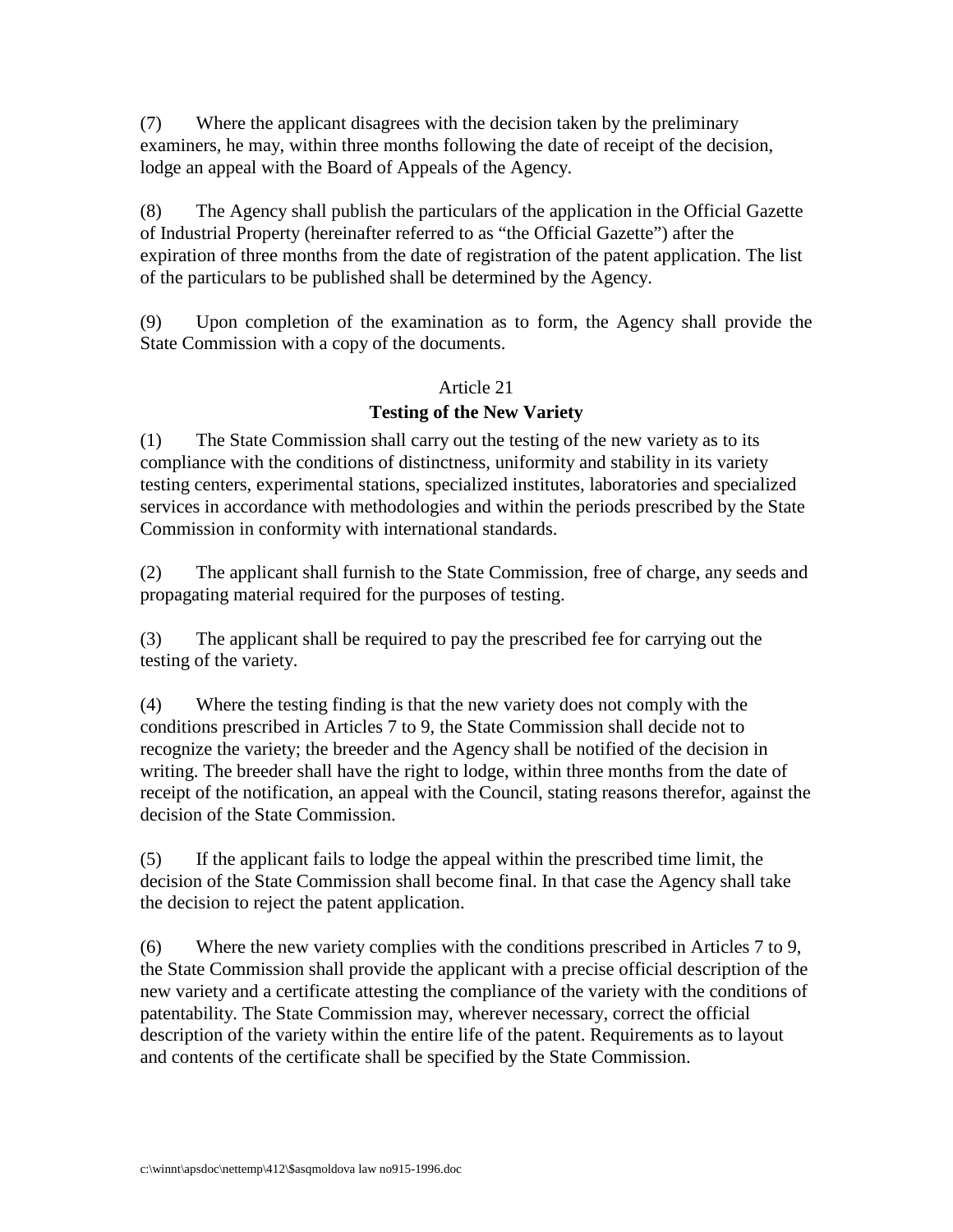(7) Where the applicant disagrees with the decision taken by the preliminary examiners, he may, within three months following the date of receipt of the decision, lodge an appeal with the Board of Appeals of the Agency.

(8) The Agency shall publish the particulars of the application in the Official Gazette of Industrial Property (hereinafter referred to as "the Official Gazette") after the expiration of three months from the date of registration of the patent application. The list of the particulars to be published shall be determined by the Agency.

(9) Upon completion of the examination as to form, the Agency shall provide the State Commission with a copy of the documents.

Article 21

**Testing of the New Variety**

(1) The State Commission shall carry out the testing of the new variety as to its compliance with the conditions of distinctness, uniformity and stability in its variety testing centers, experimental stations, specialized institutes, laboratories and specialized services in accordance with methodologies and within the periods prescribed by the State Commission in conformity with international standards.

(2) The applicant shall furnish to the State Commission, free of charge, any seeds and propagating material required for the purposes of testing.

(3) The applicant shall be required to pay the prescribed fee for carrying out the testing of the variety.

(4) Where the testing finding is that the new variety does not comply with the conditions prescribed in Articles 7 to 9, the State Commission shall decide not to recognize the variety; the breeder and the Agency shall be notified of the decision in writing. The breeder shall have the right to lodge, within three months from the date of receipt of the notification, an appeal with the Council, stating reasons therefor, against the decision of the State Commission.

(5) If the applicant fails to lodge the appeal within the prescribed time limit, the decision of the State Commission shall become final. In that case the Agency shall take the decision to reject the patent application.

(6) Where the new variety complies with the conditions prescribed in Articles 7 to 9, the State Commission shall provide the applicant with a precise official description of the new variety and a certificate attesting the compliance of the variety with the conditions of patentability. The State Commission may, wherever necessary, correct the official description of the variety within the entire life of the patent. Requirements as to layout and contents of the certificate shall be specified by the State Commission.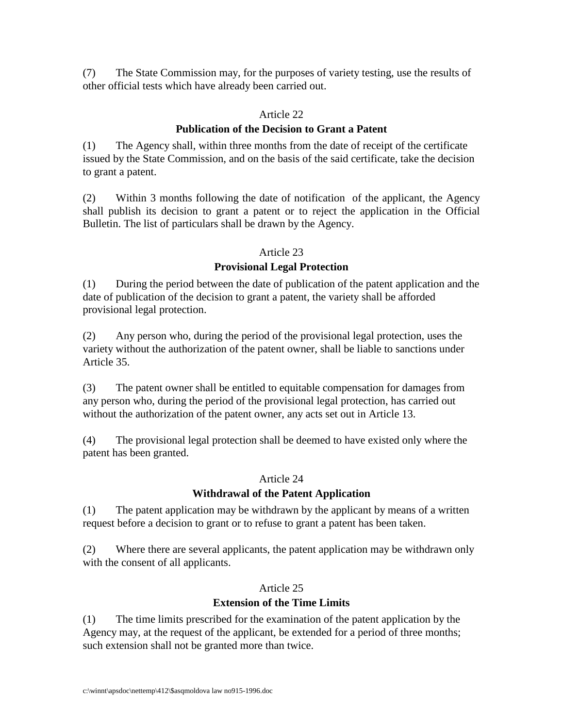(7) The State Commission may, for the purposes of variety testing, use the results of other official tests which have already been carried out.

Article 22

**Publication of the Decision to Grant a Patent**

(1) The Agency shall, within three months from the date of receipt of the certificate issued by the State Commission, and on the basis of the said certificate, take the decision to grant a patent.

(2) Within 3 months following the date of notification of the applicant, the Agency shall publish its decision to grant a patent or to reject the application in the Official Bulletin. The list of particulars shall be drawn by the Agency.

Article 23

**Provisional Legal Protection**

(1) During the period between the date of publication of the patent application and the date of publication of the decision to grant a patent, the variety shall be afforded provisional legal protection.

(2) Any person who, during the period of the provisional legal protection, uses the variety without the authorization of the patent owner, shall be liable to sanctions under Article 35.

(3) The patent owner shall be entitled to equitable compensation for damages from any person who, during the period of the provisional legal protection, has carried out without the authorization of the patent owner, any acts set out in Article 13.

(4) The provisional legal protection shall be deemed to have existed only where the patent has been granted.

Article 24

**Withdrawal of the Patent Application**

(1) The patent application may be withdrawn by the applicant by means of a written request before a decision to grant or to refuse to grant a patent has been taken.

(2) Where there are several applicants, the patent application may be withdrawn only with the consent of all applicants.

Article 25

**Extension of the Time Limits**

(1) The time limits prescribed for the examination of the patent application by the Agency may, at the request of the applicant, be extended for a period of three months; such extension shall not be granted more than twice.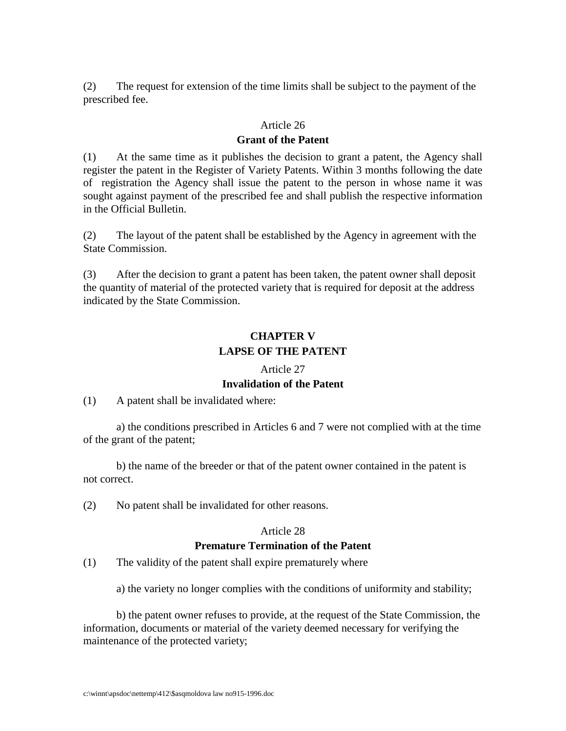(2) The request for extension of the time limits shall be subject to the payment of the prescribed fee.

Article 26

**Grant of the Patent**

(1) At the same time as it publishes the decision to grant a patent, the Agency shall register the patent in the Register of Variety Patents. Within 3 months following the date of registration the Agency shall issue the patent to the person in whose name it was sought against payment of the prescribed fee and shall publish the respective information in the Official Bulletin.

(2) The layout of the patent shall be established by the Agency in agreement with the State Commission.

(3) After the decision to grant a patent has been taken, the patent owner shall deposit the quantity of material of the protected variety that is required for deposit at the address indicated by the State Commission.

## CHAPTER V
## LAPSE OF THE PATENT

Article 27

**Invalidation of the Patent**

(1) A patent shall be invalidated where:

a) the conditions prescribed in Articles 6 and 7 were not complied with at the time of the grant of the patent;

b) the name of the breeder or that of the patent owner contained in the patent is not correct.

(2) No patent shall be invalidated for other reasons.

Article 28

**Premature Termination of the Patent**

(1) The validity of the patent shall expire prematurely where

a) the variety no longer complies with the conditions of uniformity and stability;

b) the patent owner refuses to provide, at the request of the State Commission, the information, documents or material of the variety deemed necessary for verifying the maintenance of the protected variety;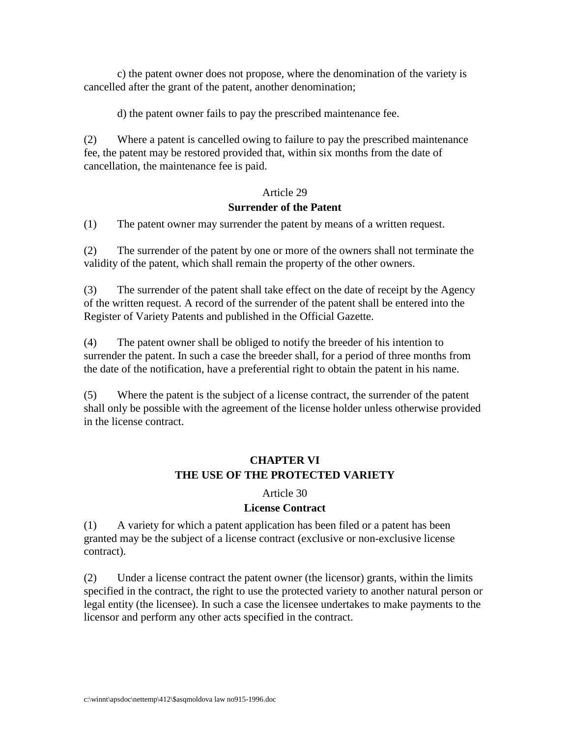c) the patent owner does not propose, where the denomination of the variety is cancelled after the grant of the patent, another denomination;

d) the patent owner fails to pay the prescribed maintenance fee.

(2) Where a patent is cancelled owing to failure to pay the prescribed maintenance fee, the patent may be restored provided that, within six months from the date of cancellation, the maintenance fee is paid.

Article 29

**Surrender of the Patent**

(1) The patent owner may surrender the patent by means of a written request.

(2) The surrender of the patent by one or more of the owners shall not terminate the validity of the patent, which shall remain the property of the other owners.

(3) The surrender of the patent shall take effect on the date of receipt by the Agency of the written request. A record of the surrender of the patent shall be entered into the Register of Variety Patents and published in the Official Gazette.

(4) The patent owner shall be obliged to notify the breeder of his intention to surrender the patent. In such a case the breeder shall, for a period of three months from the date of the notification, have a preferential right to obtain the patent in his name.

(5) Where the patent is the subject of a license contract, the surrender of the patent shall only be possible with the agreement of the license holder unless otherwise provided in the license contract.

## CHAPTER VI
## THE USE OF THE PROTECTED VARIETY

Article 30

**License Contract**

(1) A variety for which a patent application has been filed or a patent has been granted may be the subject of a license contract (exclusive or non-exclusive license contract).

(2) Under a license contract the patent owner (the licensor) grants, within the limits specified in the contract, the right to use the protected variety to another natural person or legal entity (the licensee). In such a case the licensee undertakes to make payments to the licensor and perform any other acts specified in the contract.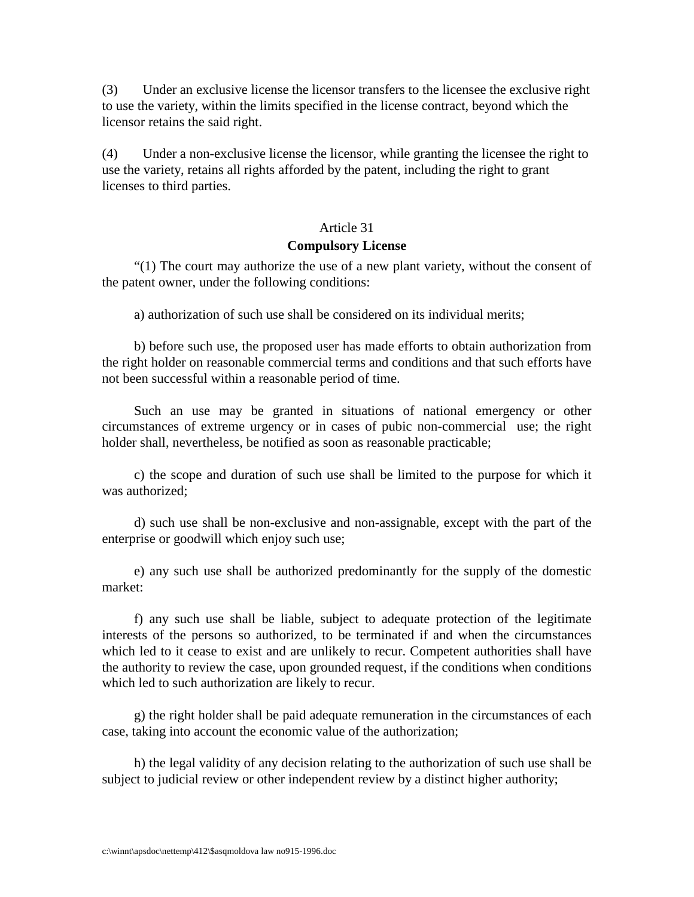(3) Under an exclusive license the licensor transfers to the licensee the exclusive right to use the variety, within the limits specified in the license contract, beyond which the licensor retains the said right.

(4) Under a non-exclusive license the licensor, while granting the licensee the right to use the variety, retains all rights afforded by the patent, including the right to grant licenses to third parties.

Article 31

**Compulsory License**

"(1) The court may authorize the use of a new plant variety, without the consent of the patent owner, under the following conditions:

a) authorization of such use shall be considered on its individual merits;

b) before such use, the proposed user has made efforts to obtain authorization from the right holder on reasonable commercial terms and conditions and that such efforts have not been successful within a reasonable period of time.

Such an use may be granted in situations of national emergency or other circumstances of extreme urgency or in cases of pubic non-commercial use; the right holder shall, nevertheless, be notified as soon as reasonable practicable;

c) the scope and duration of such use shall be limited to the purpose for which it was authorized;

d) such use shall be non-exclusive and non-assignable, except with the part of the enterprise or goodwill which enjoy such use;

e) any such use shall be authorized predominantly for the supply of the domestic market:

f) any such use shall be liable, subject to adequate protection of the legitimate interests of the persons so authorized, to be terminated if and when the circumstances which led to it cease to exist and are unlikely to recur. Competent authorities shall have the authority to review the case, upon grounded request, if the conditions when conditions which led to such authorization are likely to recur.

g) the right holder shall be paid adequate remuneration in the circumstances of each case, taking into account the economic value of the authorization;

h) the legal validity of any decision relating to the authorization of such use shall be subject to judicial review or other independent review by a distinct higher authority;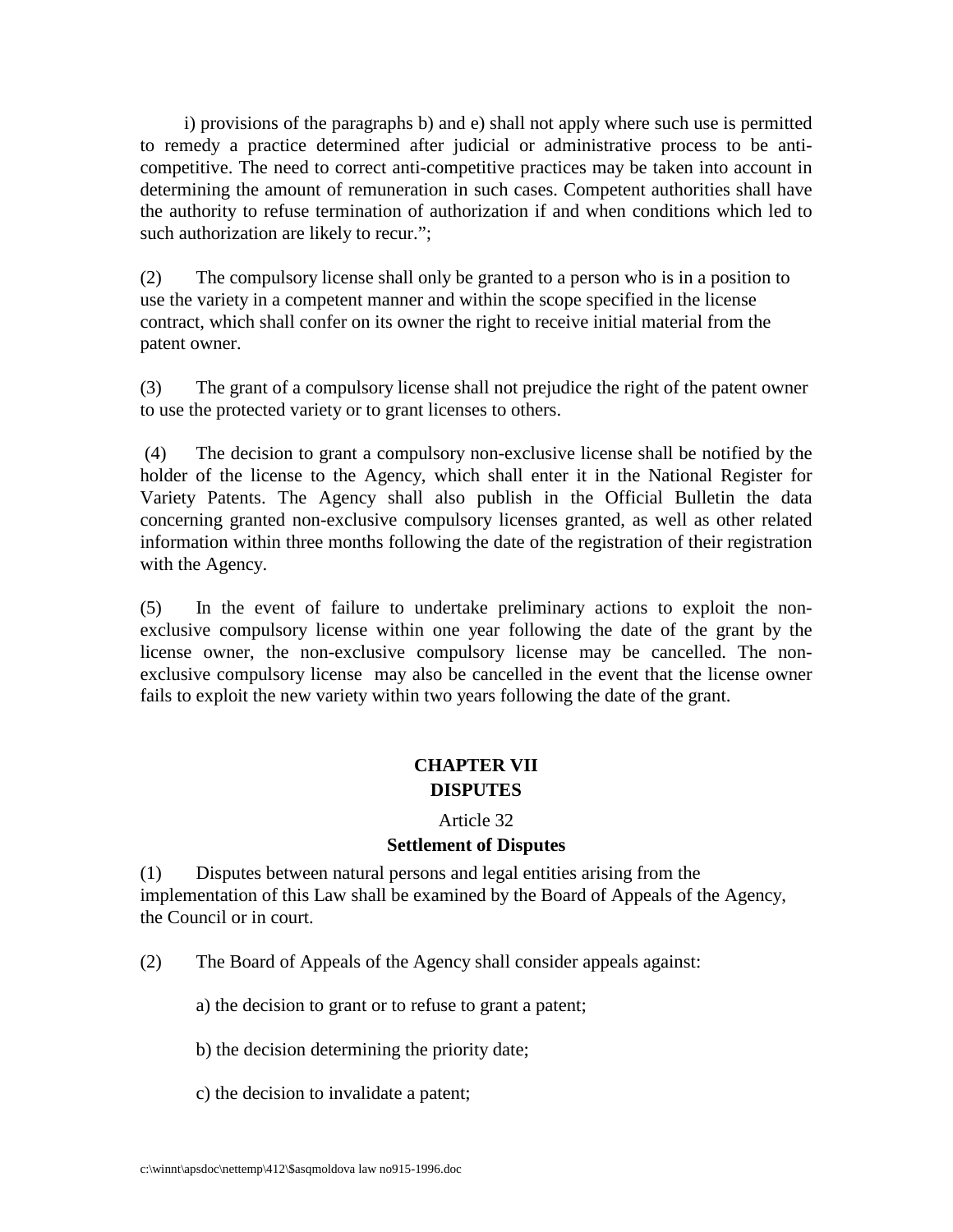i) provisions of the paragraphs b) and e) shall not apply where such use is permitted to remedy a practice determined after judicial or administrative process to be anti-competitive. The need to correct anti-competitive practices may be taken into account in determining the amount of remuneration in such cases. Competent authorities shall have the authority to refuse termination of authorization if and when conditions which led to such authorization are likely to recur.";

(2) The compulsory license shall only be granted to a person who is in a position to use the variety in a competent manner and within the scope specified in the license contract, which shall confer on its owner the right to receive initial material from the patent owner.

(3) The grant of a compulsory license shall not prejudice the right of the patent owner to use the protected variety or to grant licenses to others.

(4) The decision to grant a compulsory non-exclusive license shall be notified by the holder of the license to the Agency, which shall enter it in the National Register for Variety Patents. The Agency shall also publish in the Official Bulletin the data concerning granted non-exclusive compulsory licenses granted, as well as other related information within three months following the date of the registration of their registration with the Agency.

(5) In the event of failure to undertake preliminary actions to exploit the non-exclusive compulsory license within one year following the date of the grant by the license owner, the non-exclusive compulsory license may be cancelled. The non-exclusive compulsory license may also be cancelled in the event that the license owner fails to exploit the new variety within two years following the date of the grant.

## CHAPTER VII
## DISPUTES

### Article 32
### Settlement of Disputes

(1) Disputes between natural persons and legal entities arising from the implementation of this Law shall be examined by the Board of Appeals of the Agency, the Council or in court.

(2) The Board of Appeals of the Agency shall consider appeals against:

a) the decision to grant or to refuse to grant a patent;

b) the decision determining the priority date;

c) the decision to invalidate a patent;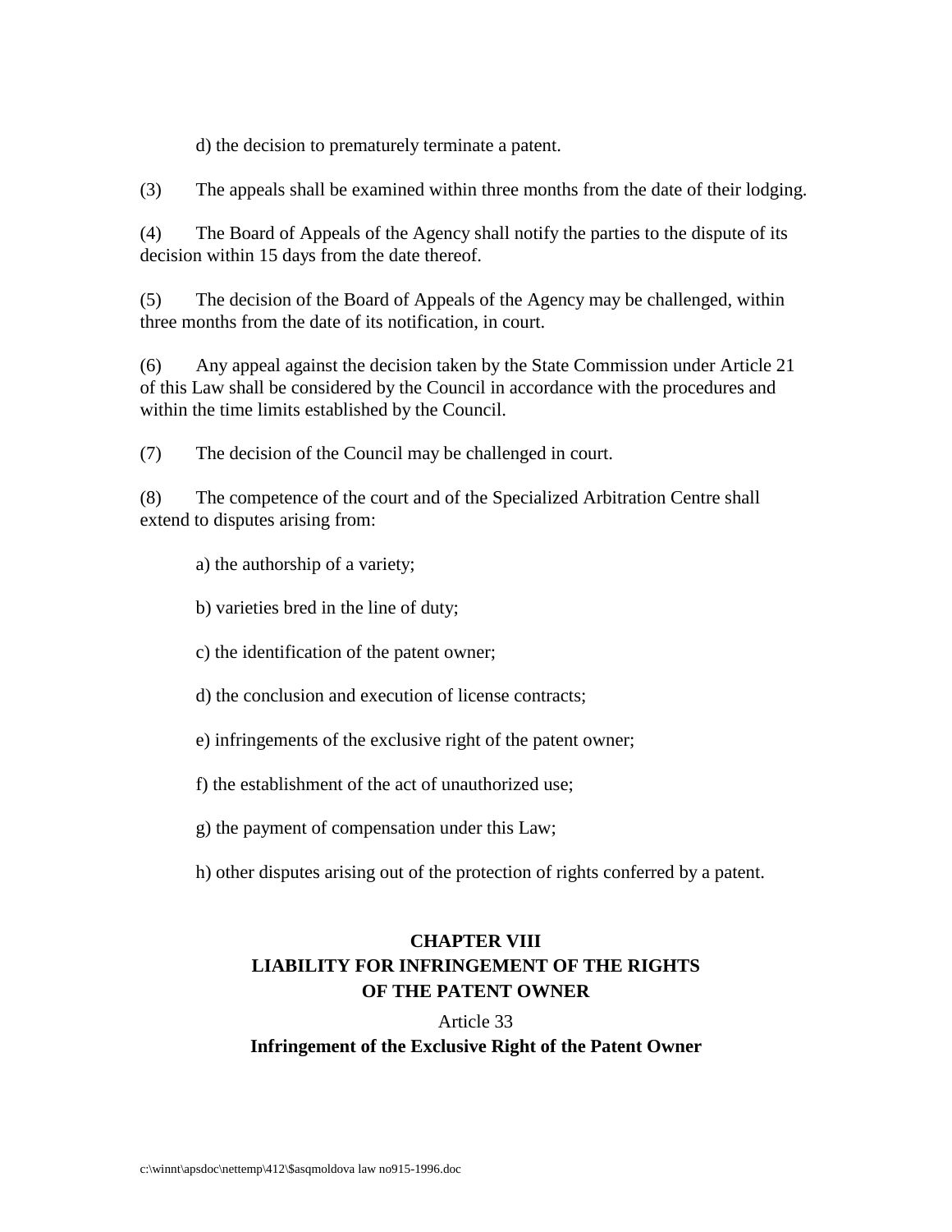d) the decision to prematurely terminate a patent.

(3) The appeals shall be examined within three months from the date of their lodging.

(4) The Board of Appeals of the Agency shall notify the parties to the dispute of its decision within 15 days from the date thereof.

(5) The decision of the Board of Appeals of the Agency may be challenged, within three months from the date of its notification, in court.

(6) Any appeal against the decision taken by the State Commission under Article 21 of this Law shall be considered by the Council in accordance with the procedures and within the time limits established by the Council.

(7) The decision of the Council may be challenged in court.

(8) The competence of the court and of the Specialized Arbitration Centre shall extend to disputes arising from:

a) the authorship of a variety;

b) varieties bred in the line of duty;

c) the identification of the patent owner;

d) the conclusion and execution of license contracts;

e) infringements of the exclusive right of the patent owner;

f) the establishment of the act of unauthorized use;

g) the payment of compensation under this Law;

h) other disputes arising out of the protection of rights conferred by a patent.

## CHAPTER VIII
## LIABILITY FOR INFRINGEMENT OF THE RIGHTS OF THE PATENT OWNER

Article 33
**Infringement of the Exclusive Right of the Patent Owner**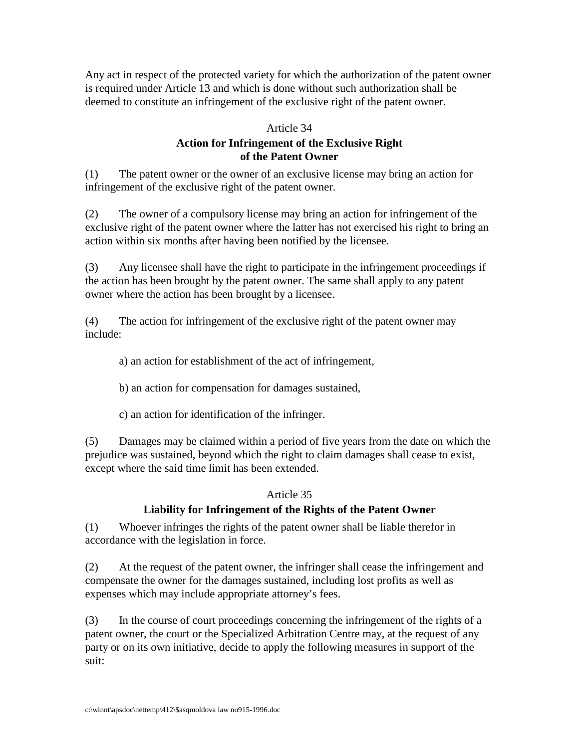Any act in respect of the protected variety for which the authorization of the patent owner is required under Article 13 and which is done without such authorization shall be deemed to constitute an infringement of the exclusive right of the patent owner.

Article 34

**Action for Infringement of the Exclusive Right of the Patent Owner**

(1) The patent owner or the owner of an exclusive license may bring an action for infringement of the exclusive right of the patent owner.

(2) The owner of a compulsory license may bring an action for infringement of the exclusive right of the patent owner where the latter has not exercised his right to bring an action within six months after having been notified by the licensee.

(3) Any licensee shall have the right to participate in the infringement proceedings if the action has been brought by the patent owner. The same shall apply to any patent owner where the action has been brought by a licensee.

(4) The action for infringement of the exclusive right of the patent owner may include:

a) an action for establishment of the act of infringement,

b) an action for compensation for damages sustained,

c) an action for identification of the infringer.

(5) Damages may be claimed within a period of five years from the date on which the prejudice was sustained, beyond which the right to claim damages shall cease to exist, except where the said time limit has been extended.

Article 35

**Liability for Infringement of the Rights of the Patent Owner**

(1) Whoever infringes the rights of the patent owner shall be liable therefor in accordance with the legislation in force.

(2) At the request of the patent owner, the infringer shall cease the infringement and compensate the owner for the damages sustained, including lost profits as well as expenses which may include appropriate attorney's fees.

(3) In the course of court proceedings concerning the infringement of the rights of a patent owner, the court or the Specialized Arbitration Centre may, at the request of any party or on its own initiative, decide to apply the following measures in support of the suit: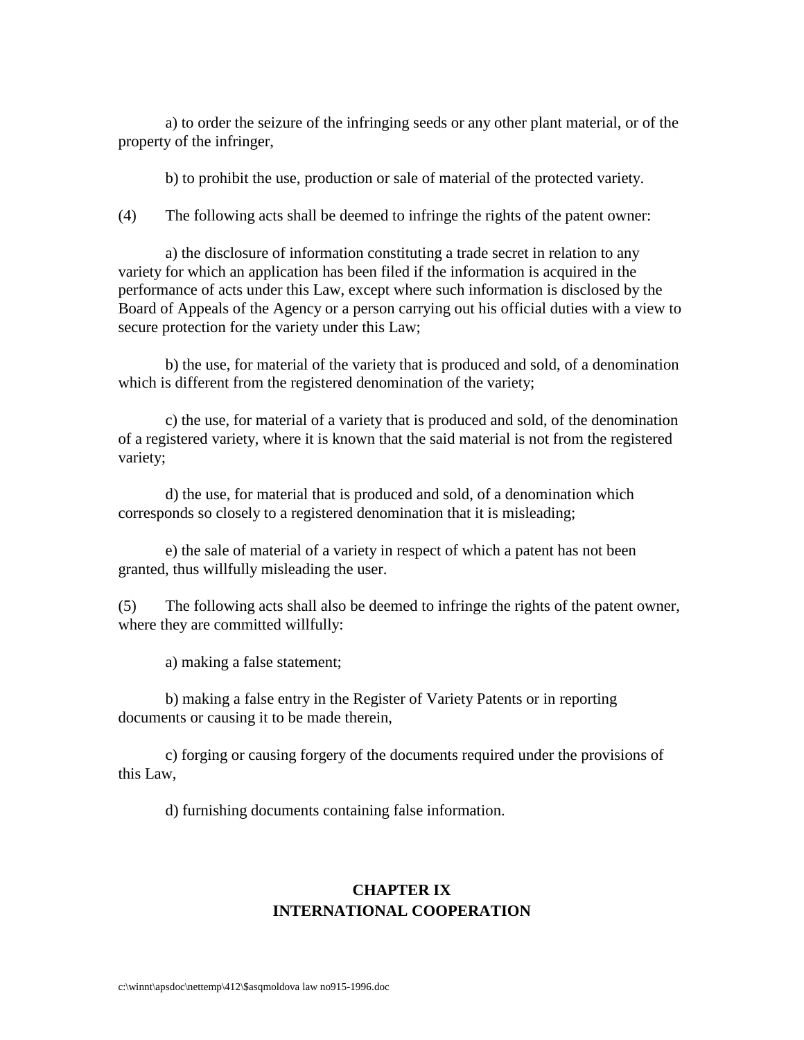a) to order the seizure of the infringing seeds or any other plant material, or of the property of the infringer,

b) to prohibit the use, production or sale of material of the protected variety.

(4) The following acts shall be deemed to infringe the rights of the patent owner:

a) the disclosure of information constituting a trade secret in relation to any variety for which an application has been filed if the information is acquired in the performance of acts under this Law, except where such information is disclosed by the Board of Appeals of the Agency or a person carrying out his official duties with a view to secure protection for the variety under this Law;

b) the use, for material of the variety that is produced and sold, of a denomination which is different from the registered denomination of the variety;

c) the use, for material of a variety that is produced and sold, of the denomination of a registered variety, where it is known that the said material is not from the registered variety;

d) the use, for material that is produced and sold, of a denomination which corresponds so closely to a registered denomination that it is misleading;

e) the sale of material of a variety in respect of which a patent has not been granted, thus willfully misleading the user.

(5) The following acts shall also be deemed to infringe the rights of the patent owner, where they are committed willfully:

a) making a false statement;

b) making a false entry in the Register of Variety Patents or in reporting documents or causing it to be made therein,

c) forging or causing forgery of the documents required under the provisions of this Law,

d) furnishing documents containing false information.

## CHAPTER IX
## INTERNATIONAL COOPERATION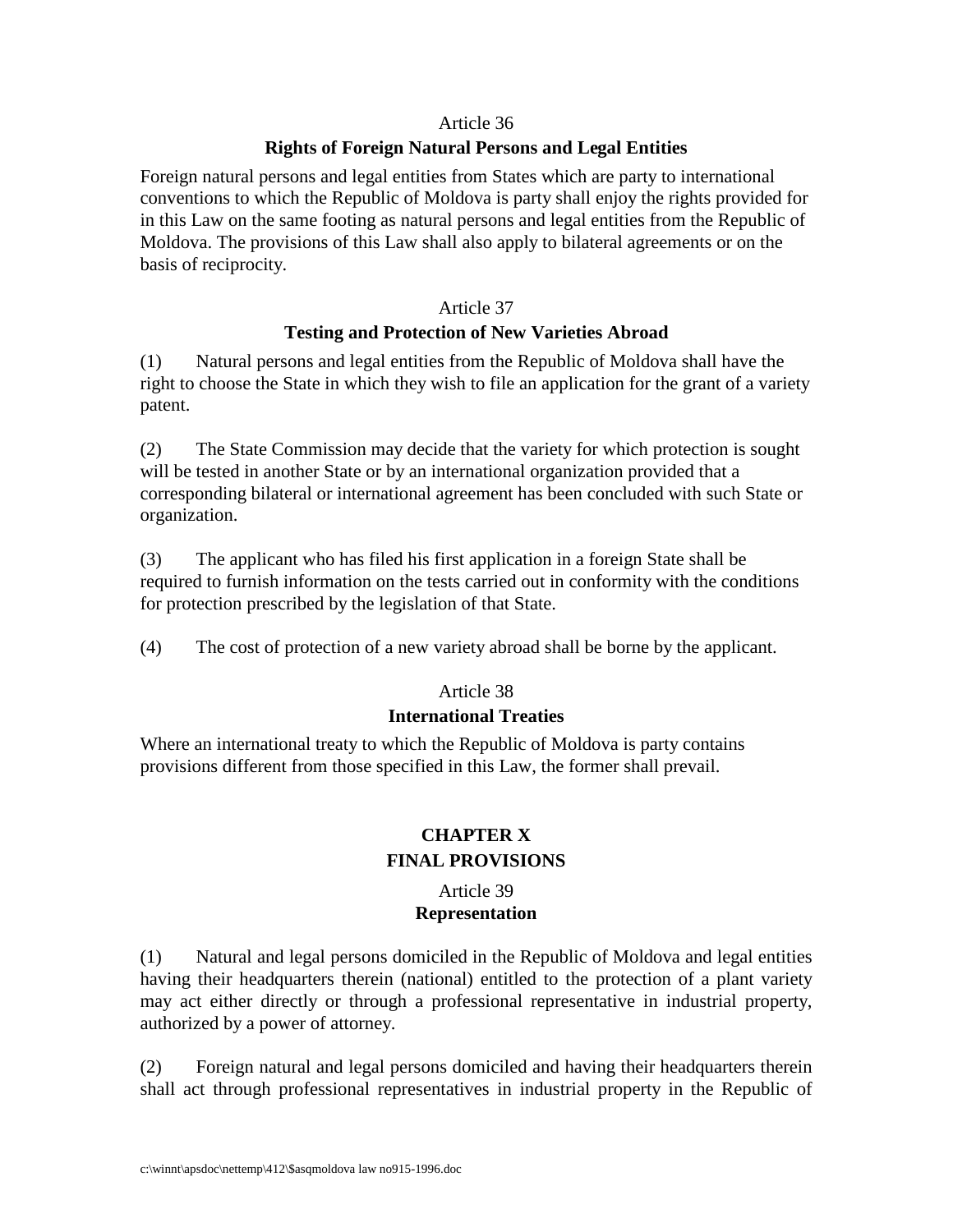### Article 36

**Rights of Foreign Natural Persons and Legal Entities**

Foreign natural persons and legal entities from States which are party to international conventions to which the Republic of Moldova is party shall enjoy the rights provided for in this Law on the same footing as natural persons and legal entities from the Republic of Moldova. The provisions of this Law shall also apply to bilateral agreements or on the basis of reciprocity.

### Article 37

**Testing and Protection of New Varieties Abroad**

(1) Natural persons and legal entities from the Republic of Moldova shall have the right to choose the State in which they wish to file an application for the grant of a variety patent.

(2) The State Commission may decide that the variety for which protection is sought will be tested in another State or by an international organization provided that a corresponding bilateral or international agreement has been concluded with such State or organization.

(3) The applicant who has filed his first application in a foreign State shall be required to furnish information on the tests carried out in conformity with the conditions for protection prescribed by the legislation of that State.

(4) The cost of protection of a new variety abroad shall be borne by the applicant.

### Article 38

**International Treaties**

Where an international treaty to which the Republic of Moldova is party contains provisions different from those specified in this Law, the former shall prevail.

## CHAPTER X
## FINAL PROVISIONS

### Article 39

**Representation**

(1) Natural and legal persons domiciled in the Republic of Moldova and legal entities having their headquarters therein (national) entitled to the protection of a plant variety may act either directly or through a professional representative in industrial property, authorized by a power of attorney.

(2) Foreign natural and legal persons domiciled and having their headquarters therein shall act through professional representatives in industrial property in the Republic of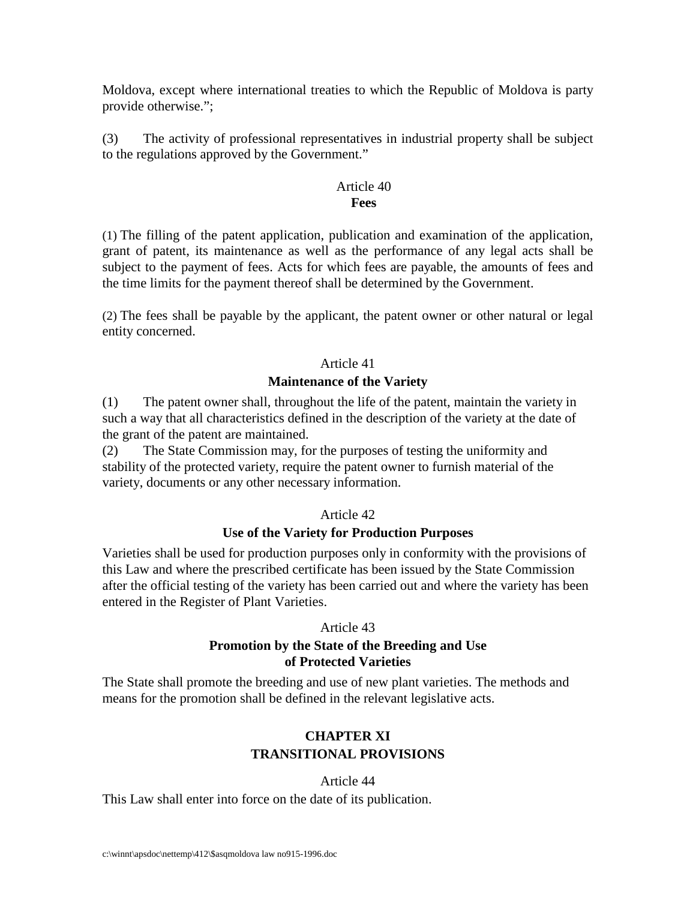Moldova, except where international treaties to which the Republic of Moldova is party provide otherwise.";

(3) The activity of professional representatives in industrial property shall be subject to the regulations approved by the Government."

Article 40

**Fees**

(1) The filling of the patent application, publication and examination of the application, grant of patent, its maintenance as well as the performance of any legal acts shall be subject to the payment of fees. Acts for which fees are payable, the amounts of fees and the time limits for the payment thereof shall be determined by the Government.

(2) The fees shall be payable by the applicant, the patent owner or other natural or legal entity concerned.

Article 41

**Maintenance of the Variety**

(1) The patent owner shall, throughout the life of the patent, maintain the variety in such a way that all characteristics defined in the description of the variety at the date of the grant of the patent are maintained.

(2) The State Commission may, for the purposes of testing the uniformity and stability of the protected variety, require the patent owner to furnish material of the variety, documents or any other necessary information.

Article 42

**Use of the Variety for Production Purposes**

Varieties shall be used for production purposes only in conformity with the provisions of this Law and where the prescribed certificate has been issued by the State Commission after the official testing of the variety has been carried out and where the variety has been entered in the Register of Plant Varieties.

Article 43

**Promotion by the State of the Breeding and Use of Protected Varieties**

The State shall promote the breeding and use of new plant varieties. The methods and means for the promotion shall be defined in the relevant legislative acts.

## CHAPTER XI
## TRANSITIONAL PROVISIONS

Article 44

This Law shall enter into force on the date of its publication.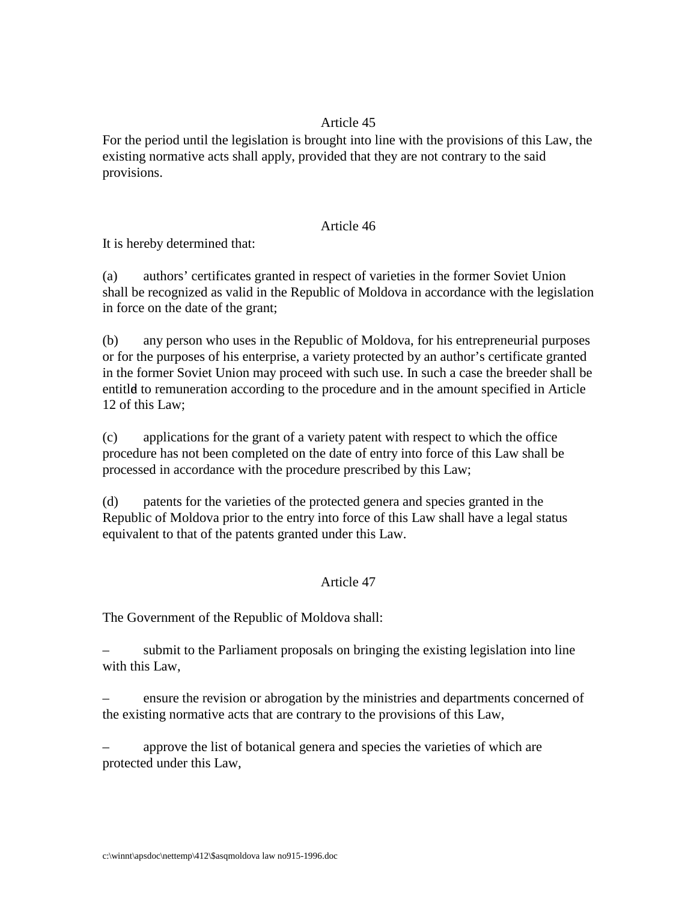Article 45

For the period until the legislation is brought into line with the provisions of this Law, the existing normative acts shall apply, provided that they are not contrary to the said provisions.

Article 46

It is hereby determined that:

(a) authors' certificates granted in respect of varieties in the former Soviet Union shall be recognized as valid in the Republic of Moldova in accordance with the legislation in force on the date of the grant;

(b) any person who uses in the Republic of Moldova, for his entrepreneurial purposes or for the purposes of his enterprise, a variety protected by an author's certificate granted in the former Soviet Union may proceed with such use. In such a case the breeder shall be entitled to remuneration according to the procedure and in the amount specified in Article 12 of this Law;

(c) applications for the grant of a variety patent with respect to which the office procedure has not been completed on the date of entry into force of this Law shall be processed in accordance with the procedure prescribed by this Law;

(d) patents for the varieties of the protected genera and species granted in the Republic of Moldova prior to the entry into force of this Law shall have a legal status equivalent to that of the patents granted under this Law.

Article 47

The Government of the Republic of Moldova shall:

– submit to the Parliament proposals on bringing the existing legislation into line with this Law,

– ensure the revision or abrogation by the ministries and departments concerned of the existing normative acts that are contrary to the provisions of this Law,

– approve the list of botanical genera and species the varieties of which are protected under this Law,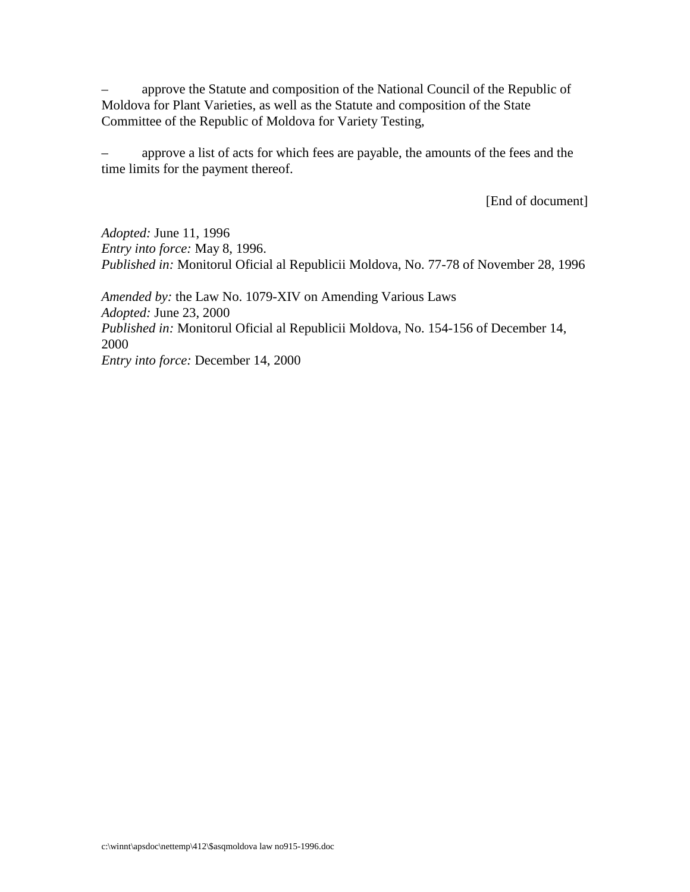– approve the Statute and composition of the National Council of the Republic of Moldova for Plant Varieties, as well as the Statute and composition of the State Committee of the Republic of Moldova for Variety Testing,

– approve a list of acts for which fees are payable, the amounts of the fees and the time limits for the payment thereof.

[End of document]

*Adopted:* June 11, 1996
*Entry into force:* May 8, 1996.
*Published in:* Monitorul Oficial al Republicii Moldova, No. 77-78 of November 28, 1996

*Amended by:* the Law No. 1079-XIV on Amending Various Laws
*Adopted:* June 23, 2000
*Published in:* Monitorul Oficial al Republicii Moldova, No. 154-156 of December 14, 2000
*Entry into force:* December 14, 2000